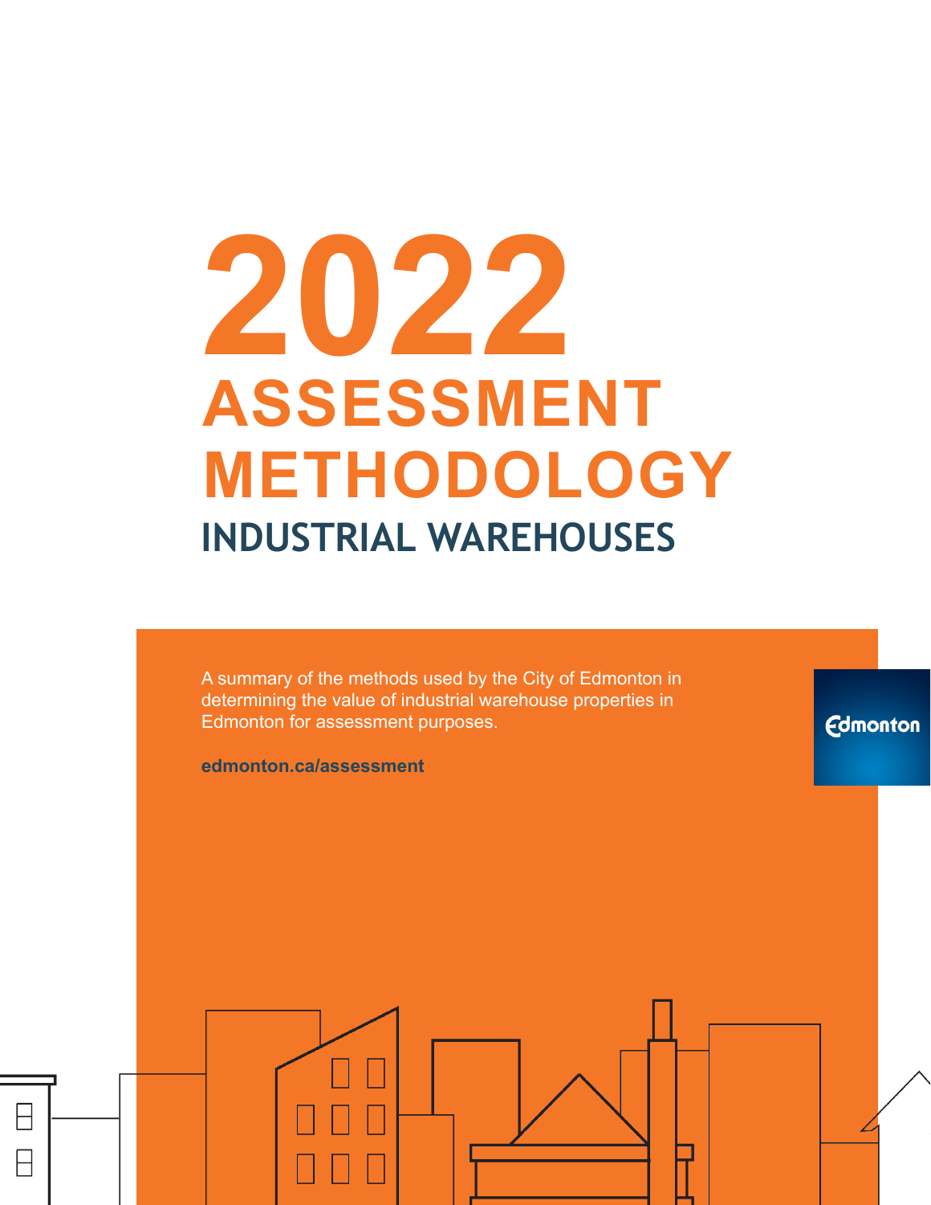# 2022 ASSESSMENT METHODOLOGY

## INDUSTRIAL WAREHOUSES

A summary of the methods used by the City of Edmonton in determining the value of industrial warehouse properties in Edmonton for assessment purposes.

**edmonton.ca/assessment**

Edmonton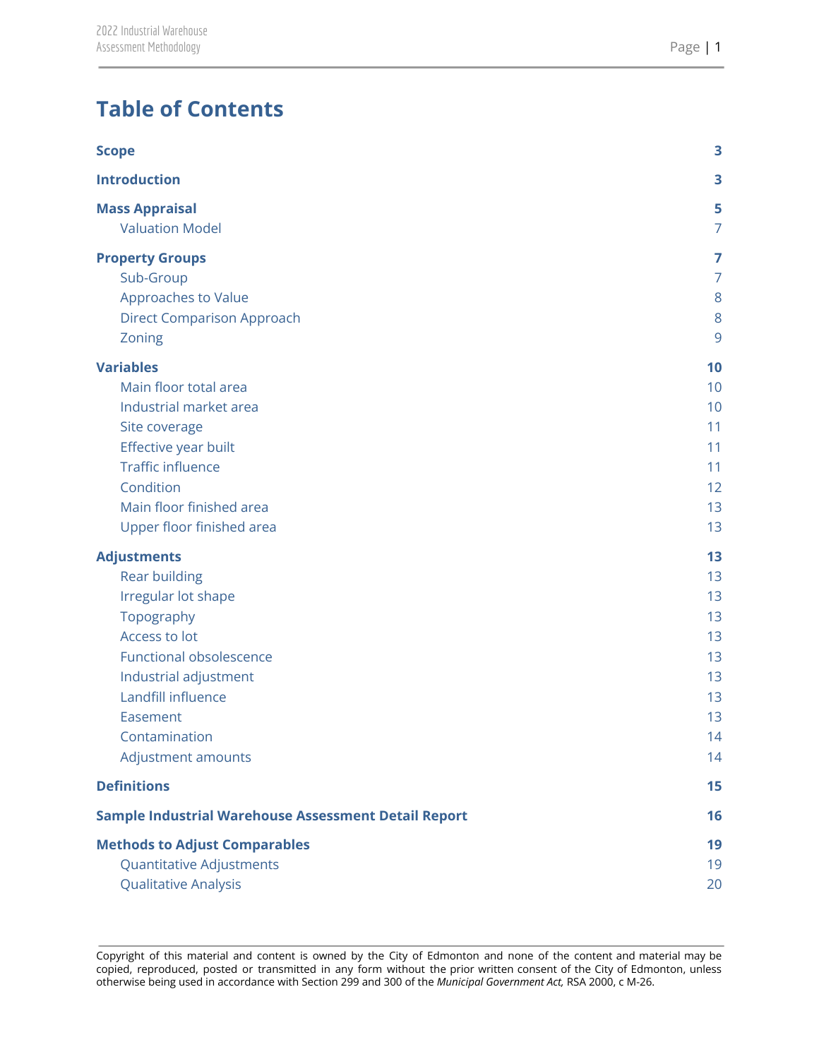# Table of Contents

| | |
|---|---|
| **Scope** | **3** |
| **Introduction** | **3** |
| **Mass Appraisal** | **5** |
| Valuation Model | 7 |
| **Property Groups** | **7** |
| Sub-Group | 7 |
| Approaches to Value | 8 |
| Direct Comparison Approach | 8 |
| Zoning | 9 |
| **Variables** | **10** |
| Main floor total area | 10 |
| Industrial market area | 10 |
| Site coverage | 11 |
| Effective year built | 11 |
| Traffic influence | 11 |
| Condition | 12 |
| Main floor finished area | 13 |
| Upper floor finished area | 13 |
| **Adjustments** | **13** |
| Rear building | 13 |
| Irregular lot shape | 13 |
| Topography | 13 |
| Access to lot | 13 |
| Functional obsolescence | 13 |
| Industrial adjustment | 13 |
| Landfill influence | 13 |
| Easement | 13 |
| Contamination | 14 |
| Adjustment amounts | 14 |
| **Definitions** | **15** |
| **Sample Industrial Warehouse Assessment Detail Report** | **16** |
| **Methods to Adjust Comparables** | **19** |
| Quantitative Adjustments | 19 |
| Qualitative Analysis | 20 |

Copyright of this material and content is owned by the City of Edmonton and none of the content and material may be copied, reproduced, posted or transmitted in any form without the prior written consent of the City of Edmonton, unless otherwise being used in accordance with Section 299 and 300 of the *Municipal Government Act,* RSA 2000, c M-26.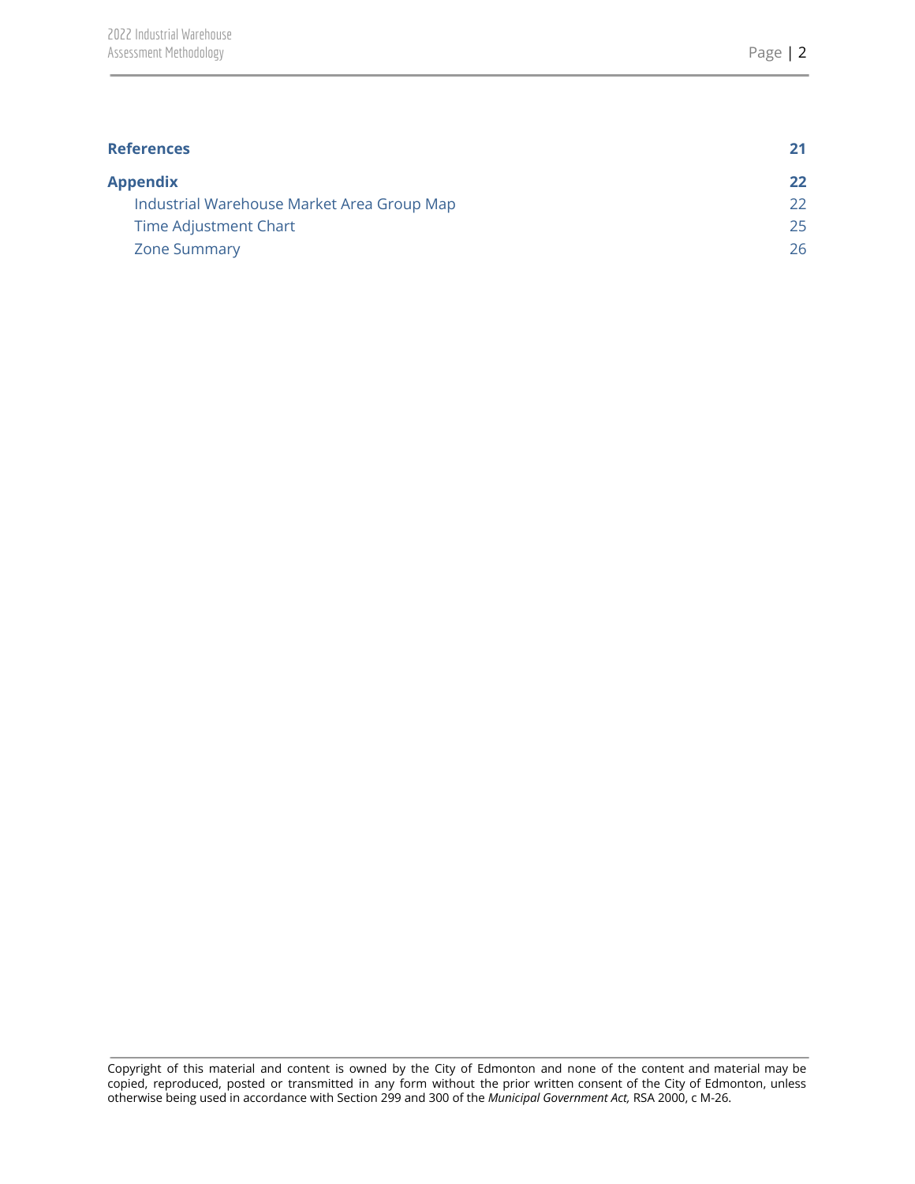| | |
|---|---|
| **References** | **21** |
| **Appendix** | **22** |
| Industrial Warehouse Market Area Group Map | 22 |
| Time Adjustment Chart | 25 |
| Zone Summary | 26 |

Copyright of this material and content is owned by the City of Edmonton and none of the content and material may be copied, reproduced, posted or transmitted in any form without the prior written consent of the City of Edmonton, unless otherwise being used in accordance with Section 299 and 300 of the *Municipal Government Act,* RSA 2000, c M-26.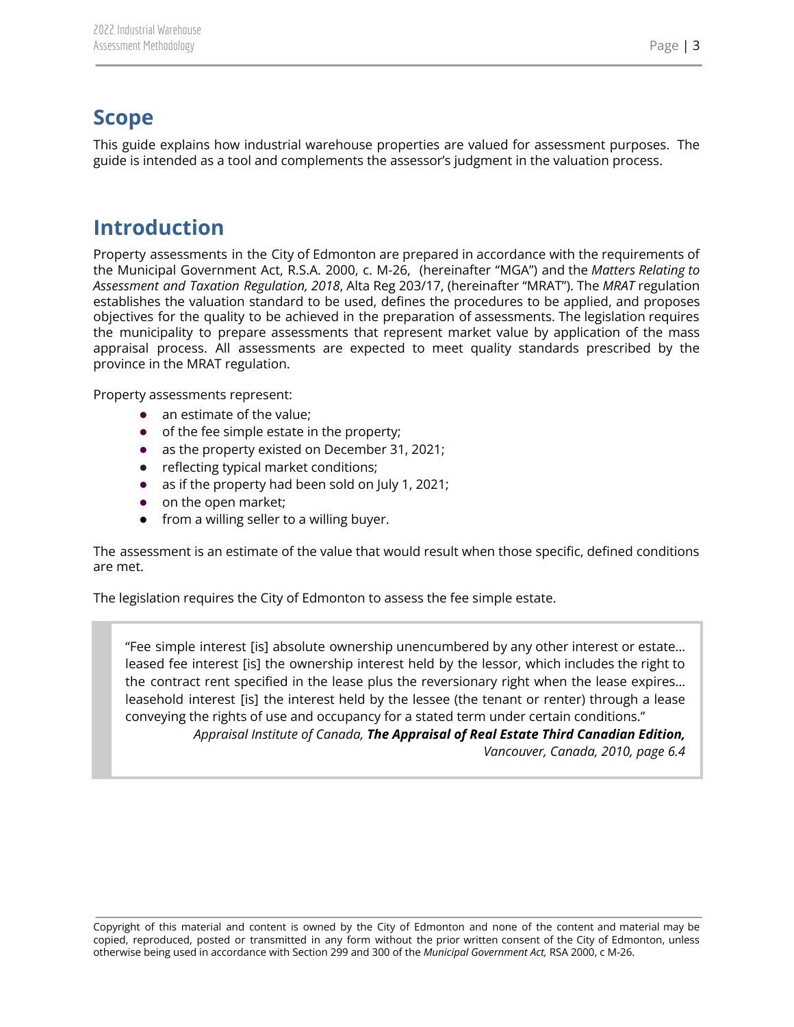## Scope

This guide explains how industrial warehouse properties are valued for assessment purposes. The guide is intended as a tool and complements the assessor's judgment in the valuation process.

## Introduction

Property assessments in the City of Edmonton are prepared in accordance with the requirements of the Municipal Government Act, R.S.A. 2000, c. M-26, (hereinafter "MGA") and the *Matters Relating to Assessment and Taxation Regulation, 2018*, Alta Reg 203/17, (hereinafter "MRAT"). The *MRAT* regulation establishes the valuation standard to be used, defines the procedures to be applied, and proposes objectives for the quality to be achieved in the preparation of assessments. The legislation requires the municipality to prepare assessments that represent market value by application of the mass appraisal process. All assessments are expected to meet quality standards prescribed by the province in the MRAT regulation.

Property assessments represent:

- an estimate of the value;
- of the fee simple estate in the property;
- as the property existed on December 31, 2021;
- reflecting typical market conditions;
- as if the property had been sold on July 1, 2021;
- on the open market;
- from a willing seller to a willing buyer.

The assessment is an estimate of the value that would result when those specific, defined conditions are met.

The legislation requires the City of Edmonton to assess the fee simple estate.

> "Fee simple interest [is] absolute ownership unencumbered by any other interest or estate… leased fee interest [is] the ownership interest held by the lessor, which includes the right to the contract rent specified in the lease plus the reversionary right when the lease expires… leasehold interest [is] the interest held by the lessee (the tenant or renter) through a lease conveying the rights of use and occupancy for a stated term under certain conditions."
>
> *Appraisal Institute of Canada, **The Appraisal of Real Estate Third Canadian Edition,** Vancouver, Canada, 2010, page 6.4*

Copyright of this material and content is owned by the City of Edmonton and none of the content and material may be copied, reproduced, posted or transmitted in any form without the prior written consent of the City of Edmonton, unless otherwise being used in accordance with Section 299 and 300 of the *Municipal Government Act,* RSA 2000, c M-26.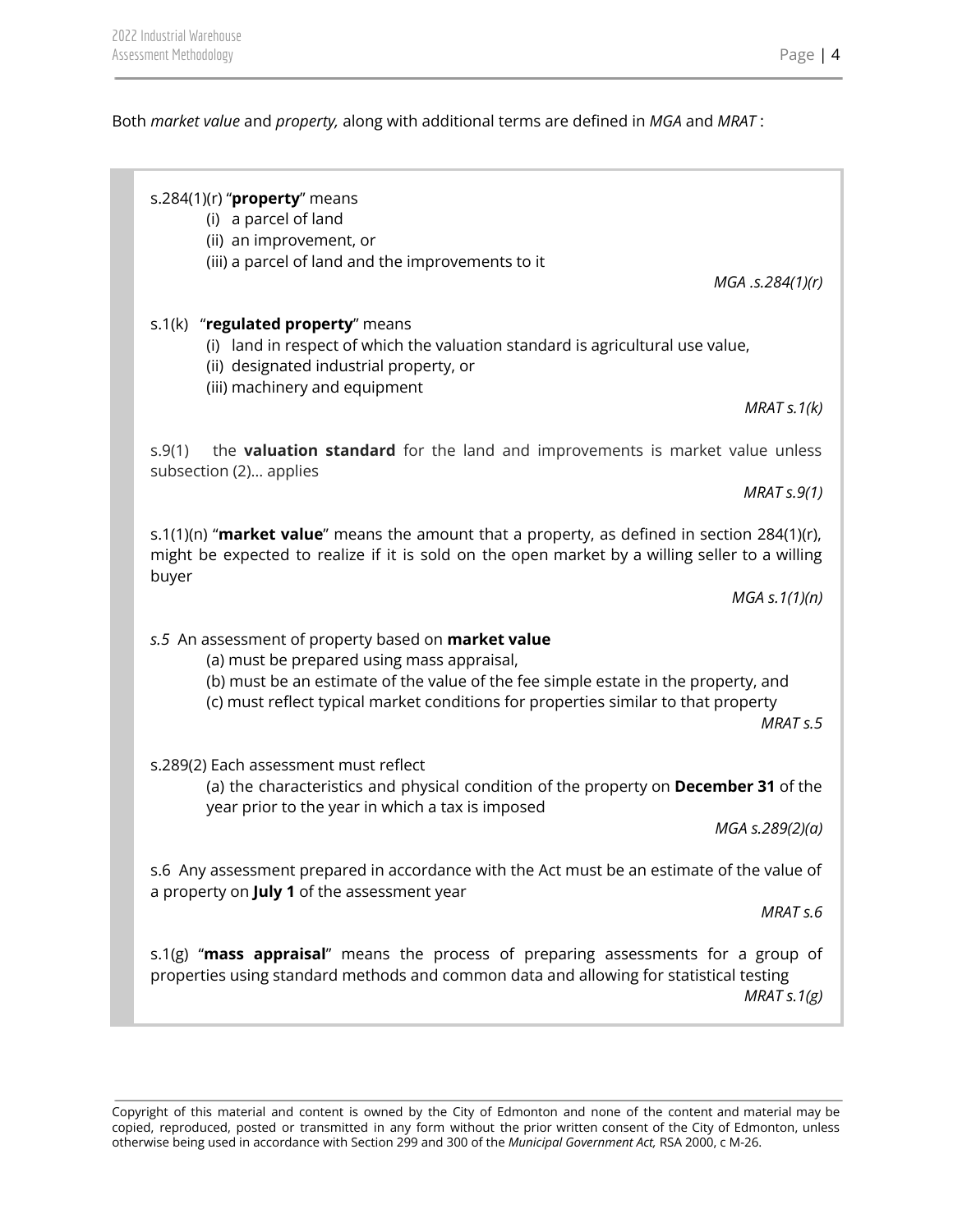Both *market value* and *property,* along with additional terms are defined in *MGA* and *MRAT* :

> s.284(1)(r) "**property**" means
> (i) a parcel of land
> (ii) an improvement, or
> (iii) a parcel of land and the improvements to it
>
> *MGA .s.284(1)(r)*
>
> s.1(k) "**regulated property**" means
> (i) land in respect of which the valuation standard is agricultural use value,
> (ii) designated industrial property, or
> (iii) machinery and equipment
>
> *MRAT s.1(k)*
>
> s.9(1) the **valuation standard** for the land and improvements is market value unless subsection (2)... applies
>
> *MRAT s.9(1)*
>
> s.1(1)(n) "**market value**" means the amount that a property, as defined in section 284(1)(r), might be expected to realize if it is sold on the open market by a willing seller to a willing buyer
>
> *MGA s.1(1)(n)*
>
> *s.5* An assessment of property based on **market value**
> (a) must be prepared using mass appraisal,
> (b) must be an estimate of the value of the fee simple estate in the property, and
> (c) must reflect typical market conditions for properties similar to that property
>
> *MRAT s.5*
>
> s.289(2) Each assessment must reflect
> (a) the characteristics and physical condition of the property on **December 31** of the year prior to the year in which a tax is imposed
>
> *MGA s.289(2)(a)*
>
> s.6 Any assessment prepared in accordance with the Act must be an estimate of the value of a property on **July 1** of the assessment year
>
> *MRAT s.6*
>
> s.1(g) "**mass appraisal**" means the process of preparing assessments for a group of properties using standard methods and common data and allowing for statistical testing
>
> *MRAT s.1(g)*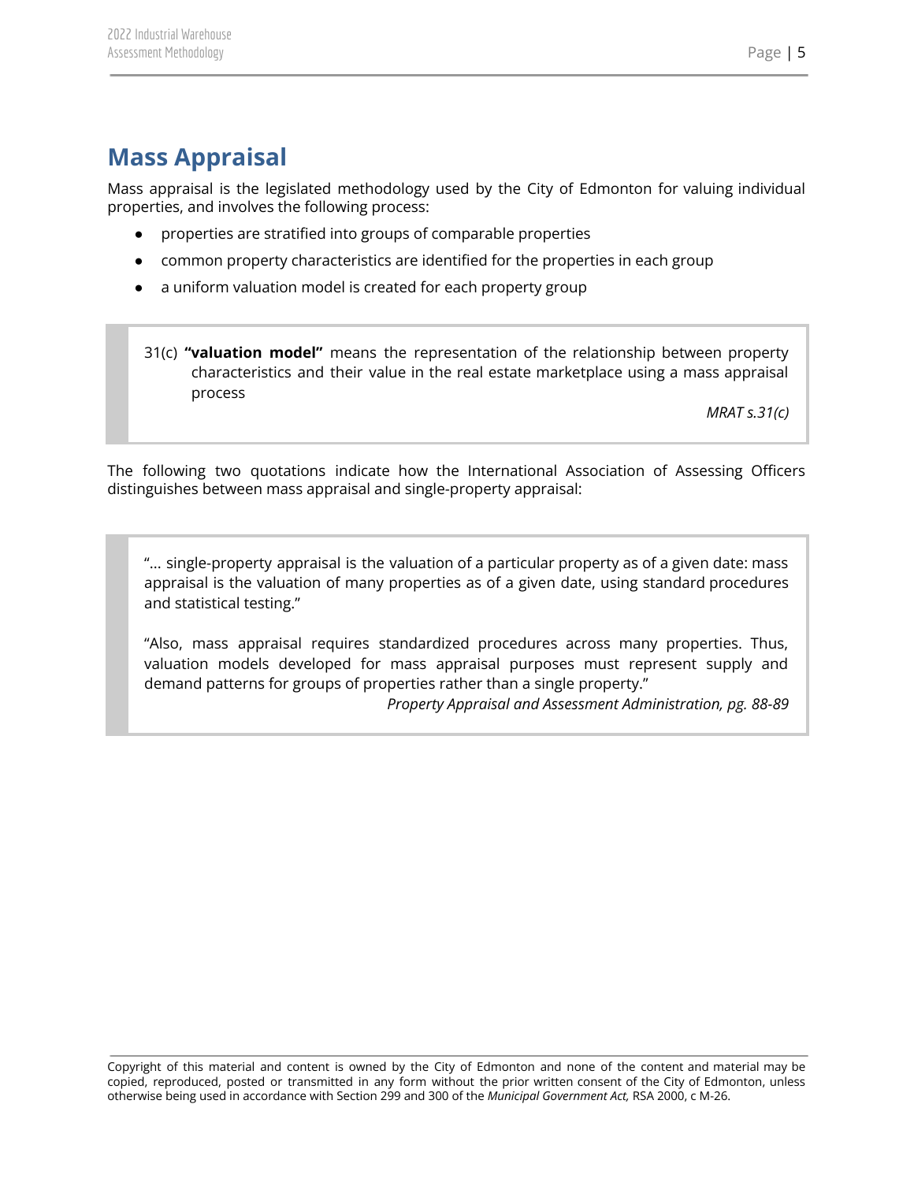## Mass Appraisal

Mass appraisal is the legislated methodology used by the City of Edmonton for valuing individual properties, and involves the following process:

- properties are stratified into groups of comparable properties
- common property characteristics are identified for the properties in each group
- a uniform valuation model is created for each property group

> 31(c) **"valuation model"** means the representation of the relationship between property characteristics and their value in the real estate marketplace using a mass appraisal process
>
> *MRAT s.31(c)*

The following two quotations indicate how the International Association of Assessing Officers distinguishes between mass appraisal and single-property appraisal:

> "... single-property appraisal is the valuation of a particular property as of a given date: mass appraisal is the valuation of many properties as of a given date, using standard procedures and statistical testing."
>
> "Also, mass appraisal requires standardized procedures across many properties. Thus, valuation models developed for mass appraisal purposes must represent supply and demand patterns for groups of properties rather than a single property."
>
> *Property Appraisal and Assessment Administration, pg. 88-89*

Copyright of this material and content is owned by the City of Edmonton and none of the content and material may be copied, reproduced, posted or transmitted in any form without the prior written consent of the City of Edmonton, unless otherwise being used in accordance with Section 299 and 300 of the *Municipal Government Act,* RSA 2000, c M-26.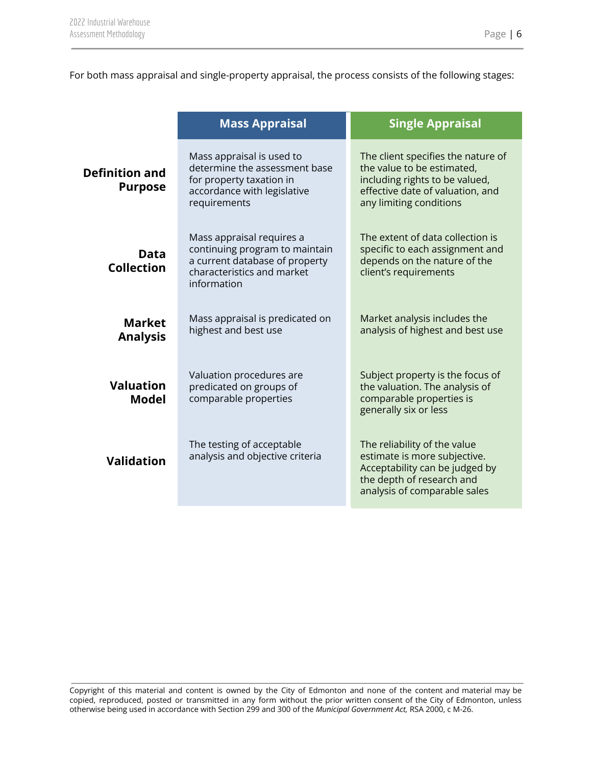For both mass appraisal and single-property appraisal, the process consists of the following stages:

| | Mass Appraisal | Single Appraisal |
|---|---|---|
| **Definition and Purpose** | Mass appraisal is used to determine the assessment base for property taxation in accordance with legislative requirements | The client specifies the nature of the value to be estimated, including rights to be valued, effective date of valuation, and any limiting conditions |
| **Data Collection** | Mass appraisal requires a continuing program to maintain a current database of property characteristics and market information | The extent of data collection is specific to each assignment and depends on the nature of the client's requirements |
| **Market Analysis** | Mass appraisal is predicated on highest and best use | Market analysis includes the analysis of highest and best use |
| **Valuation Model** | Valuation procedures are predicated on groups of comparable properties | Subject property is the focus of the valuation. The analysis of comparable properties is generally six or less |
| **Validation** | The testing of acceptable analysis and objective criteria | The reliability of the value estimate is more subjective. Acceptability can be judged by the depth of research and analysis of comparable sales |

Copyright of this material and content is owned by the City of Edmonton and none of the content and material may be copied, reproduced, posted or transmitted in any form without the prior written consent of the City of Edmonton, unless otherwise being used in accordance with Section 299 and 300 of the *Municipal Government Act,* RSA 2000, c M-26.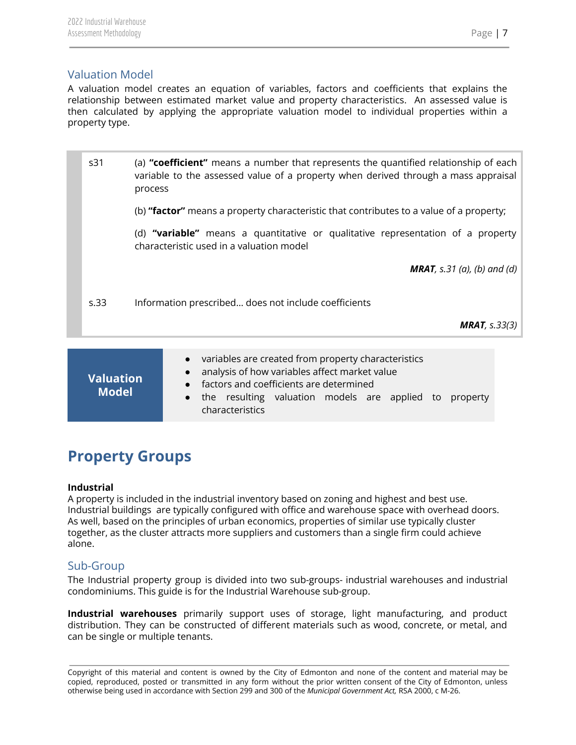## Valuation Model

A valuation model creates an equation of variables, factors and coefficients that explains the relationship between estimated market value and property characteristics. An assessed value is then calculated by applying the appropriate valuation model to individual properties within a property type.

| | |
|---|---|
| s31 | (a) **"coefficient"** means a number that represents the quantified relationship of each variable to the assessed value of a property when derived through a mass appraisal process<br><br>(b) **"factor"** means a property characteristic that contributes to a value of a property;<br><br>(d) **"variable"** means a quantitative or qualitative representation of a property characteristic used in a valuation model<br><br>***MRAT****, s.31 (a), (b) and (d)* |
| s.33 | Information prescribed… does not include coefficients<br><br>***MRAT****, s.33(3)* |

**Valuation Model**

- variables are created from property characteristics
- analysis of how variables affect market value
- factors and coefficients are determined
- the resulting valuation models are applied to property characteristics

# Property Groups

**Industrial**

A property is included in the industrial inventory based on zoning and highest and best use. Industrial buildings are typically configured with office and warehouse space with overhead doors. As well, based on the principles of urban economics, properties of similar use typically cluster together, as the cluster attracts more suppliers and customers than a single firm could achieve alone.

## Sub-Group

The Industrial property group is divided into two sub-groups- industrial warehouses and industrial condominiums. This guide is for the Industrial Warehouse sub-group.

**Industrial warehouses** primarily support uses of storage, light manufacturing, and product distribution. They can be constructed of different materials such as wood, concrete, or metal, and can be single or multiple tenants.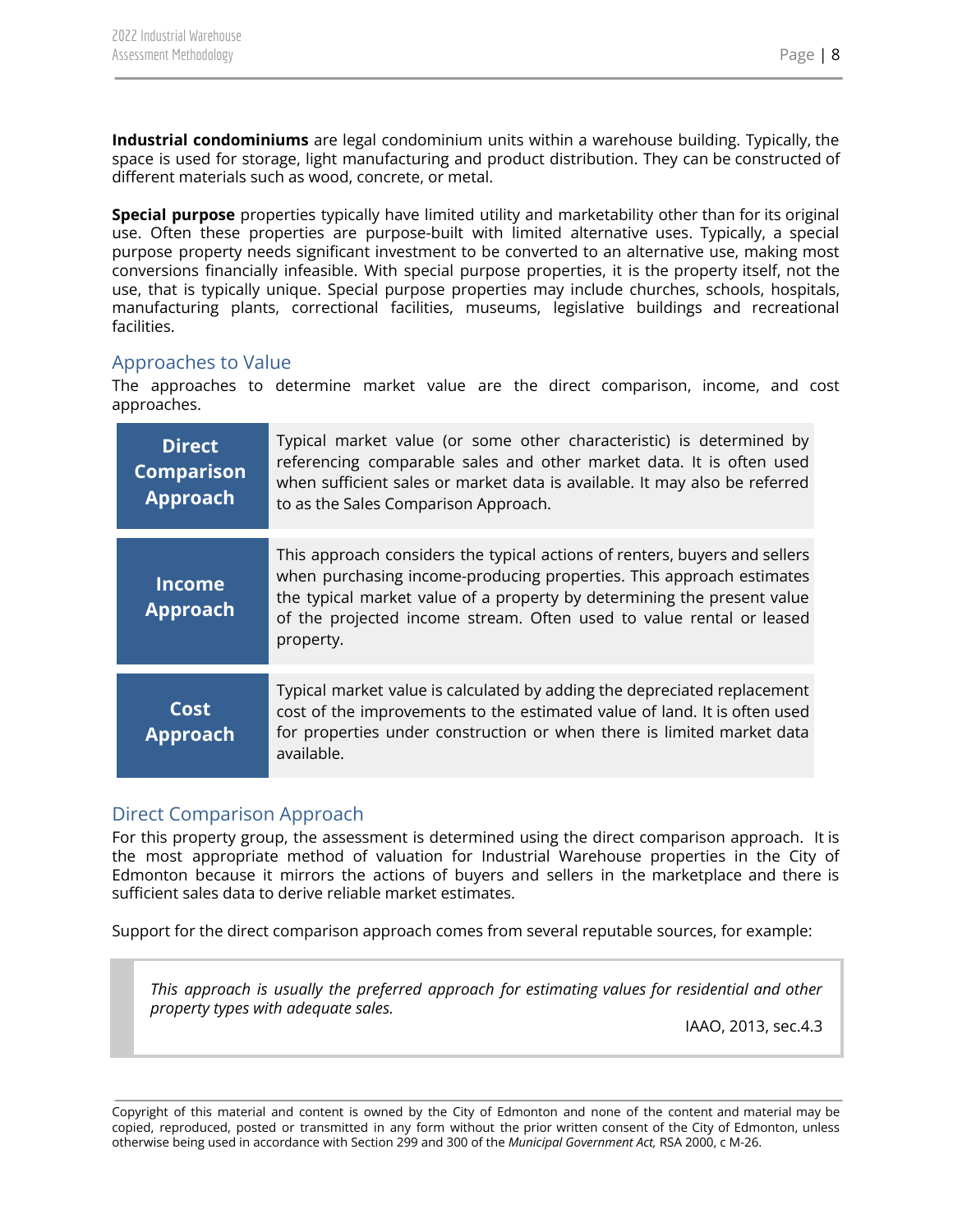**Industrial condominiums** are legal condominium units within a warehouse building. Typically, the space is used for storage, light manufacturing and product distribution. They can be constructed of different materials such as wood, concrete, or metal.

**Special purpose** properties typically have limited utility and marketability other than for its original use. Often these properties are purpose-built with limited alternative uses. Typically, a special purpose property needs significant investment to be converted to an alternative use, making most conversions financially infeasible. With special purpose properties, it is the property itself, not the use, that is typically unique. Special purpose properties may include churches, schools, hospitals, manufacturing plants, correctional facilities, museums, legislative buildings and recreational facilities.

## Approaches to Value

The approaches to determine market value are the direct comparison, income, and cost approaches.

| | |
|---|---|
| **Direct Comparison Approach** | Typical market value (or some other characteristic) is determined by referencing comparable sales and other market data. It is often used when sufficient sales or market data is available. It may also be referred to as the Sales Comparison Approach. |
| **Income Approach** | This approach considers the typical actions of renters, buyers and sellers when purchasing income-producing properties. This approach estimates the typical market value of a property by determining the present value of the projected income stream. Often used to value rental or leased property. |
| **Cost Approach** | Typical market value is calculated by adding the depreciated replacement cost of the improvements to the estimated value of land. It is often used for properties under construction or when there is limited market data available. |

## Direct Comparison Approach

For this property group, the assessment is determined using the direct comparison approach. It is the most appropriate method of valuation for Industrial Warehouse properties in the City of Edmonton because it mirrors the actions of buyers and sellers in the marketplace and there is sufficient sales data to derive reliable market estimates.

Support for the direct comparison approach comes from several reputable sources, for example:

> *This approach is usually the preferred approach for estimating values for residential and other property types with adequate sales.*
>
> IAAO, 2013, sec.4.3

Copyright of this material and content is owned by the City of Edmonton and none of the content and material may be copied, reproduced, posted or transmitted in any form without the prior written consent of the City of Edmonton, unless otherwise being used in accordance with Section 299 and 300 of the *Municipal Government Act,* RSA 2000, c M-26.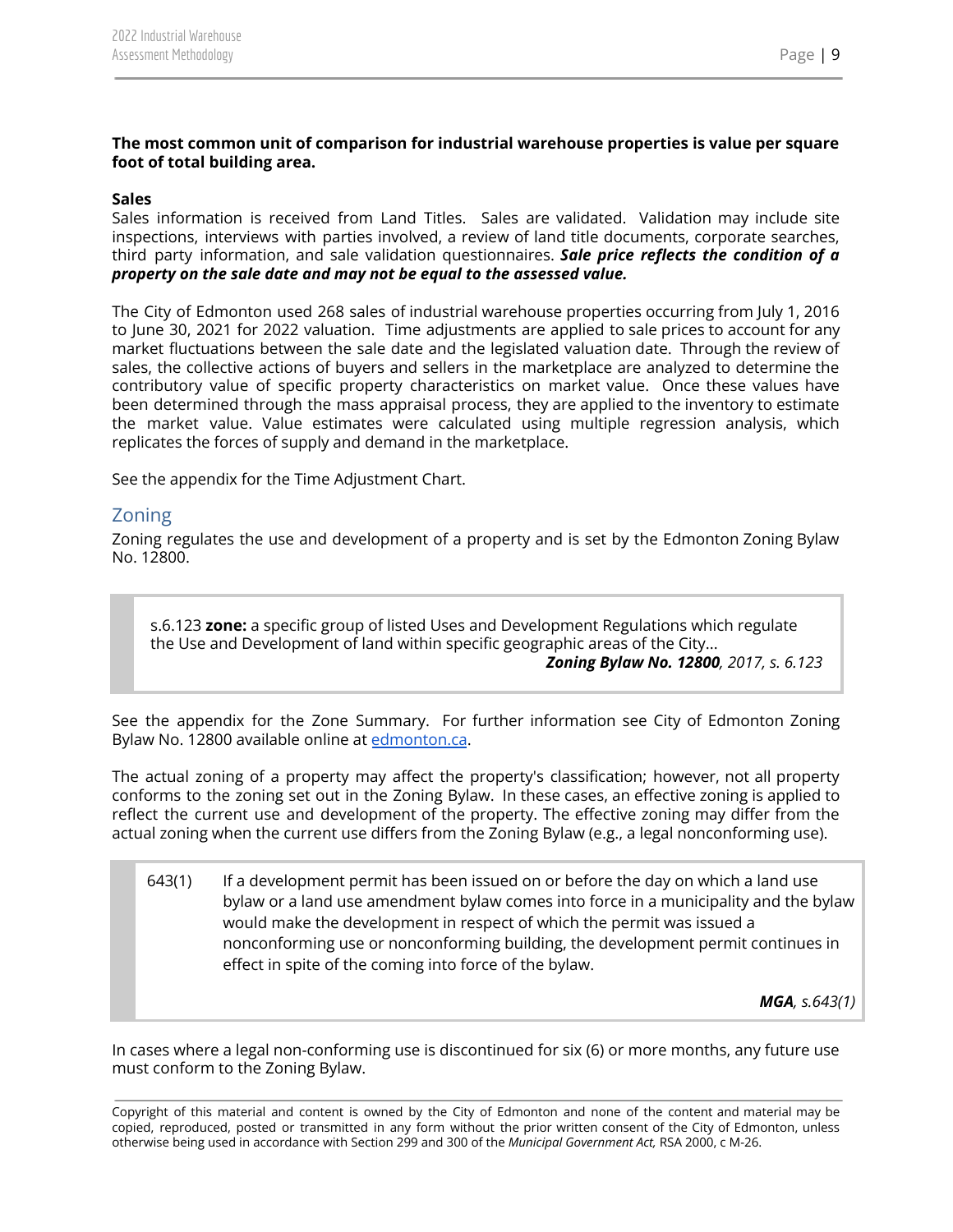**The most common unit of comparison for industrial warehouse properties is value per square foot of total building area.**

**Sales**

Sales information is received from Land Titles. Sales are validated. Validation may include site inspections, interviews with parties involved, a review of land title documents, corporate searches, third party information, and sale validation questionnaires. ***Sale price reflects the condition of a property on the sale date and may not be equal to the assessed value.***

The City of Edmonton used 268 sales of industrial warehouse properties occurring from July 1, 2016 to June 30, 2021 for 2022 valuation. Time adjustments are applied to sale prices to account for any market fluctuations between the sale date and the legislated valuation date. Through the review of sales, the collective actions of buyers and sellers in the marketplace are analyzed to determine the contributory value of specific property characteristics on market value. Once these values have been determined through the mass appraisal process, they are applied to the inventory to estimate the market value. Value estimates were calculated using multiple regression analysis, which replicates the forces of supply and demand in the marketplace.

See the appendix for the Time Adjustment Chart.

## Zoning

Zoning regulates the use and development of a property and is set by the Edmonton Zoning Bylaw No. 12800.

> s.6.123 **zone:** a specific group of listed Uses and Development Regulations which regulate the Use and Development of land within specific geographic areas of the City...
>
> ***Zoning Bylaw No. 12800****, 2017, s. 6.123*

See the appendix for the Zone Summary. For further information see City of Edmonton Zoning Bylaw No. 12800 available online at edmonton.ca.

The actual zoning of a property may affect the property's classification; however, not all property conforms to the zoning set out in the Zoning Bylaw. In these cases, an effective zoning is applied to reflect the current use and development of the property. The effective zoning may differ from the actual zoning when the current use differs from the Zoning Bylaw (e.g., a legal nonconforming use).

> 643(1) If a development permit has been issued on or before the day on which a land use bylaw or a land use amendment bylaw comes into force in a municipality and the bylaw would make the development in respect of which the permit was issued a nonconforming use or nonconforming building, the development permit continues in effect in spite of the coming into force of the bylaw.
>
> ***MGA****, s.643(1)*

In cases where a legal non-conforming use is discontinued for six (6) or more months, any future use must conform to the Zoning Bylaw.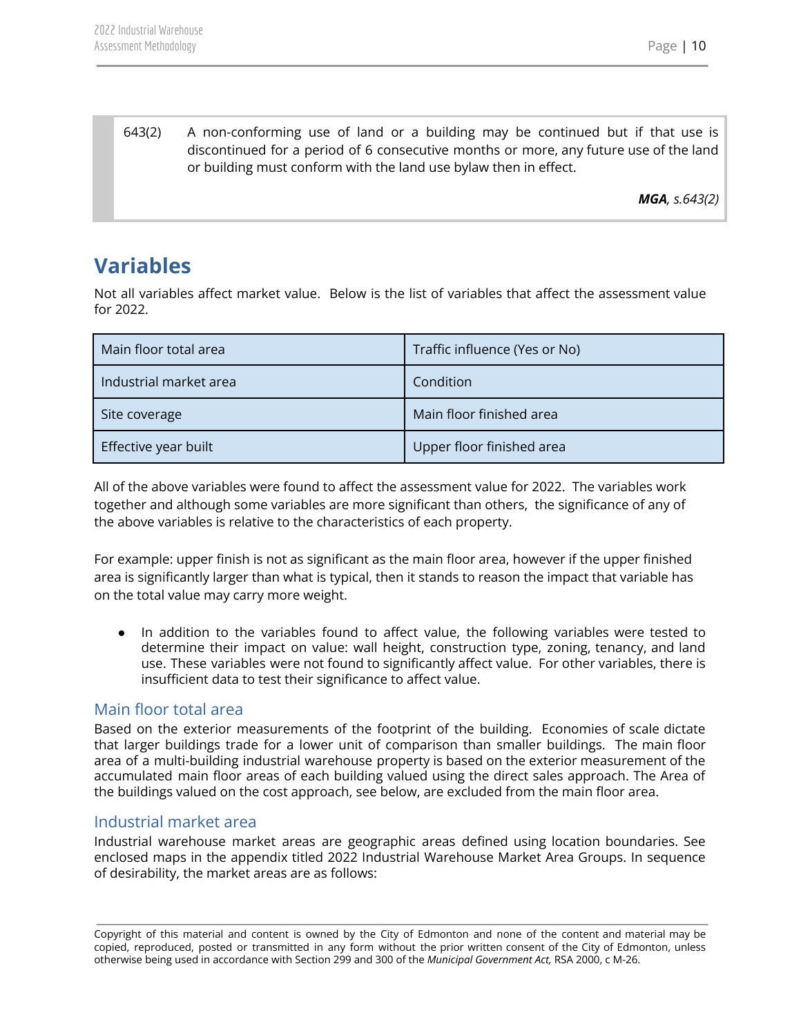> 643(2) A non-conforming use of land or a building may be continued but if that use is discontinued for a period of 6 consecutive months or more, any future use of the land or building must conform with the land use bylaw then in effect.
>
> ***MGA**, s.643(2)*

# Variables

Not all variables affect market value. Below is the list of variables that affect the assessment value for 2022.

| | |
|---|---|
| Main floor total area | Traffic influence (Yes or No) |
| Industrial market area | Condition |
| Site coverage | Main floor finished area |
| Effective year built | Upper floor finished area |

All of the above variables were found to affect the assessment value for 2022. The variables work together and although some variables are more significant than others, the significance of any of the above variables is relative to the characteristics of each property.

For example: upper finish is not as significant as the main floor area, however if the upper finished area is significantly larger than what is typical, then it stands to reason the impact that variable has on the total value may carry more weight.

- In addition to the variables found to affect value, the following variables were tested to determine their impact on value: wall height, construction type, zoning, tenancy, and land use. These variables were not found to significantly affect value. For other variables, there is insufficient data to test their significance to affect value.

## Main floor total area

Based on the exterior measurements of the footprint of the building. Economies of scale dictate that larger buildings trade for a lower unit of comparison than smaller buildings. The main floor area of a multi-building industrial warehouse property is based on the exterior measurement of the accumulated main floor areas of each building valued using the direct sales approach. The Area of the buildings valued on the cost approach, see below, are excluded from the main floor area.

## Industrial market area

Industrial warehouse market areas are geographic areas defined using location boundaries. See enclosed maps in the appendix titled 2022 Industrial Warehouse Market Area Groups. In sequence of desirability, the market areas are as follows: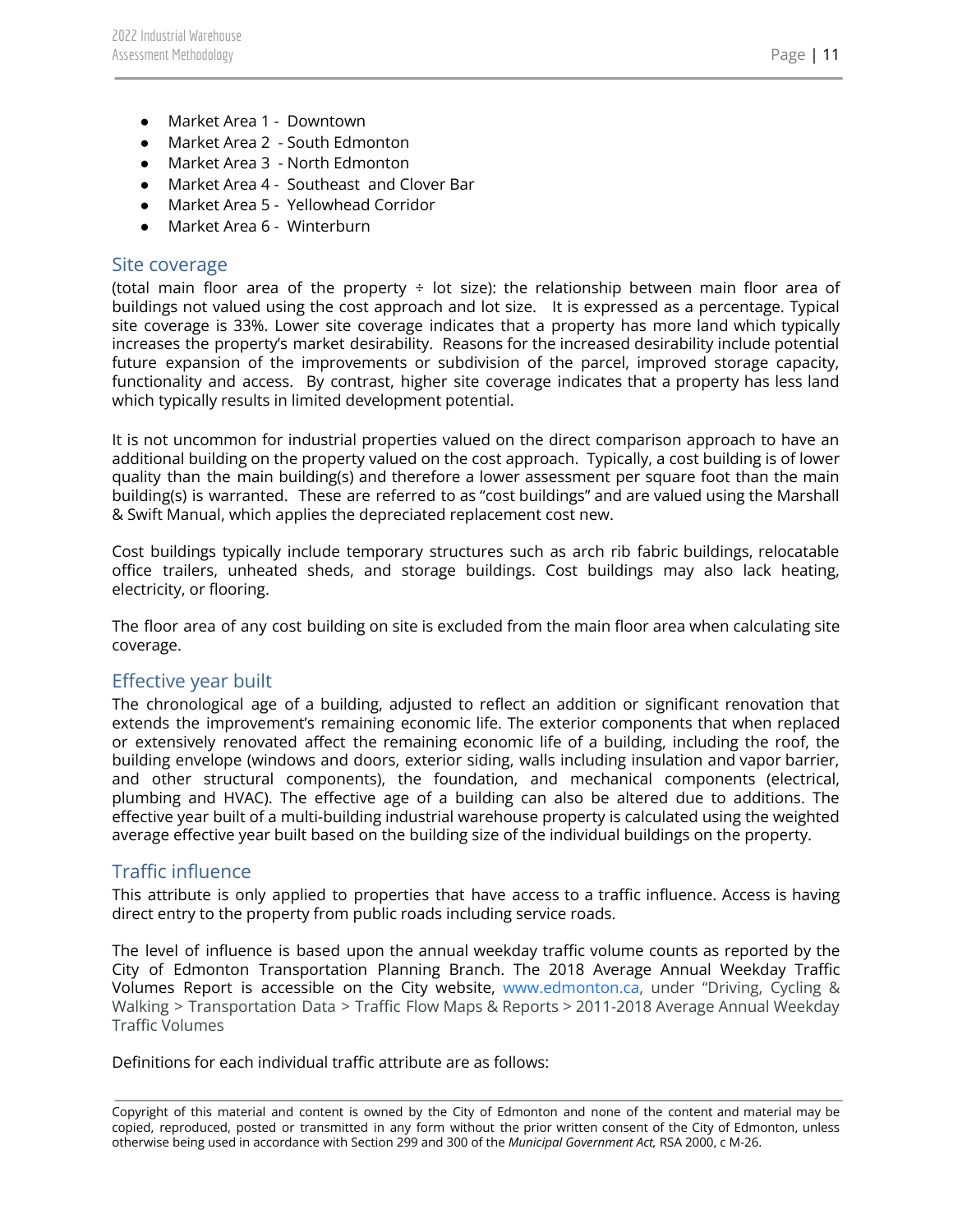- Market Area 1 - Downtown
- Market Area 2 - South Edmonton
- Market Area 3 - North Edmonton
- Market Area 4 - Southeast and Clover Bar
- Market Area 5 - Yellowhead Corridor
- Market Area 6 - Winterburn

## Site coverage

(total main floor area of the property ÷ lot size): the relationship between main floor area of buildings not valued using the cost approach and lot size. It is expressed as a percentage. Typical site coverage is 33%. Lower site coverage indicates that a property has more land which typically increases the property's market desirability. Reasons for the increased desirability include potential future expansion of the improvements or subdivision of the parcel, improved storage capacity, functionality and access. By contrast, higher site coverage indicates that a property has less land which typically results in limited development potential.

It is not uncommon for industrial properties valued on the direct comparison approach to have an additional building on the property valued on the cost approach. Typically, a cost building is of lower quality than the main building(s) and therefore a lower assessment per square foot than the main building(s) is warranted. These are referred to as "cost buildings" and are valued using the Marshall & Swift Manual, which applies the depreciated replacement cost new.

Cost buildings typically include temporary structures such as arch rib fabric buildings, relocatable office trailers, unheated sheds, and storage buildings. Cost buildings may also lack heating, electricity, or flooring.

The floor area of any cost building on site is excluded from the main floor area when calculating site coverage.

## Effective year built

The chronological age of a building, adjusted to reflect an addition or significant renovation that extends the improvement's remaining economic life. The exterior components that when replaced or extensively renovated affect the remaining economic life of a building, including the roof, the building envelope (windows and doors, exterior siding, walls including insulation and vapor barrier, and other structural components), the foundation, and mechanical components (electrical, plumbing and HVAC). The effective age of a building can also be altered due to additions. The effective year built of a multi-building industrial warehouse property is calculated using the weighted average effective year built based on the building size of the individual buildings on the property.

## Traffic influence

This attribute is only applied to properties that have access to a traffic influence. Access is having direct entry to the property from public roads including service roads.

The level of influence is based upon the annual weekday traffic volume counts as reported by the City of Edmonton Transportation Planning Branch. The 2018 Average Annual Weekday Traffic Volumes Report is accessible on the City website, www.edmonton.ca, under "Driving, Cycling & Walking > Transportation Data > Traffic Flow Maps & Reports > 2011-2018 Average Annual Weekday Traffic Volumes

Definitions for each individual traffic attribute are as follows: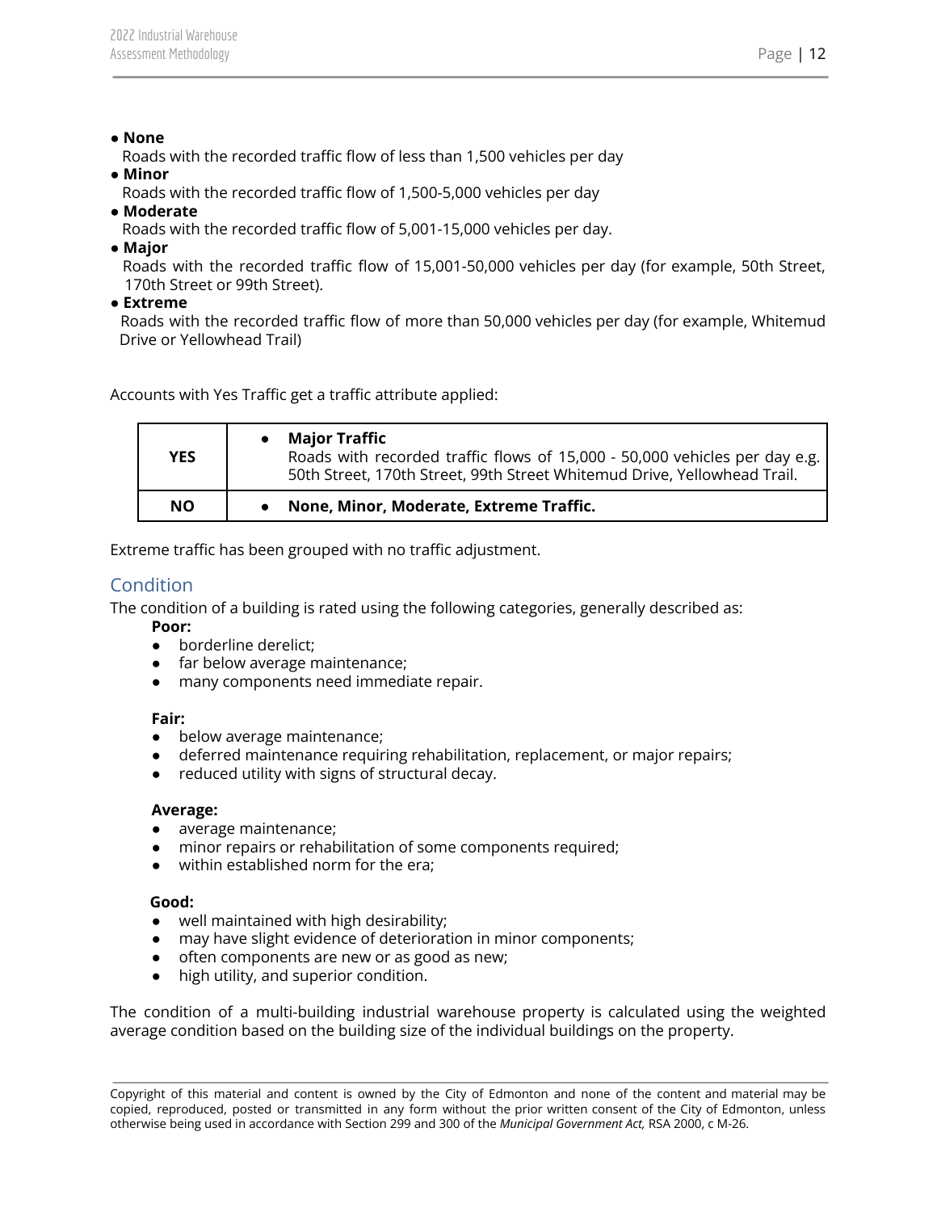- **None**
  Roads with the recorded traffic flow of less than 1,500 vehicles per day
- **Minor**
  Roads with the recorded traffic flow of 1,500-5,000 vehicles per day
- **Moderate**
  Roads with the recorded traffic flow of 5,001-15,000 vehicles per day.
- **Major**
  Roads with the recorded traffic flow of 15,001-50,000 vehicles per day (for example, 50th Street, 170th Street or 99th Street).
- **Extreme**
  Roads with the recorded traffic flow of more than 50,000 vehicles per day (for example, Whitemud Drive or Yellowhead Trail)

Accounts with Yes Traffic get a traffic attribute applied:

| | |
|---|---|
| **YES** | • **Major Traffic** Roads with recorded traffic flows of 15,000 - 50,000 vehicles per day e.g. 50th Street, 170th Street, 99th Street Whitemud Drive, Yellowhead Trail. |
| **NO** | • **None, Minor, Moderate, Extreme Traffic.** |

Extreme traffic has been grouped with no traffic adjustment.

## Condition

The condition of a building is rated using the following categories, generally described as:

**Poor:**

- borderline derelict;
- far below average maintenance;
- many components need immediate repair.

**Fair:**

- below average maintenance;
- deferred maintenance requiring rehabilitation, replacement, or major repairs;
- reduced utility with signs of structural decay.

**Average:**

- average maintenance;
- minor repairs or rehabilitation of some components required;
- within established norm for the era;

**Good:**

- well maintained with high desirability;
- may have slight evidence of deterioration in minor components;
- often components are new or as good as new;
- high utility, and superior condition.

The condition of a multi-building industrial warehouse property is calculated using the weighted average condition based on the building size of the individual buildings on the property.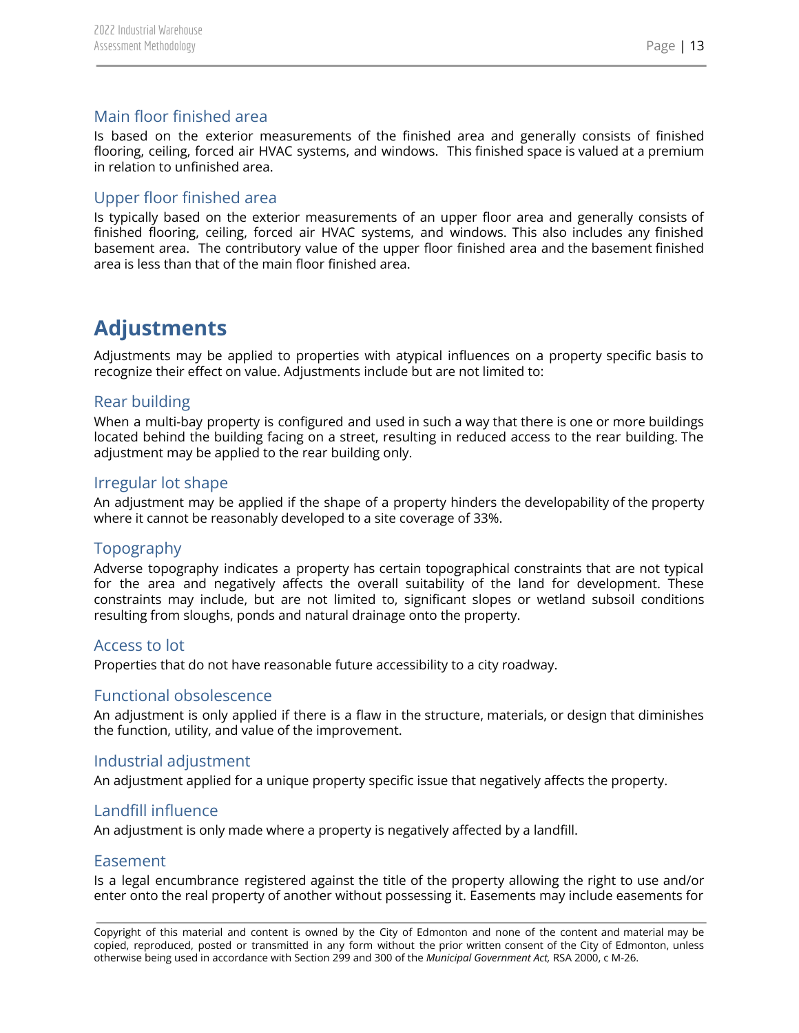### Main floor finished area

Is based on the exterior measurements of the finished area and generally consists of finished flooring, ceiling, forced air HVAC systems, and windows. This finished space is valued at a premium in relation to unfinished area.

### Upper floor finished area

Is typically based on the exterior measurements of an upper floor area and generally consists of finished flooring, ceiling, forced air HVAC systems, and windows. This also includes any finished basement area. The contributory value of the upper floor finished area and the basement finished area is less than that of the main floor finished area.

## Adjustments

Adjustments may be applied to properties with atypical influences on a property specific basis to recognize their effect on value. Adjustments include but are not limited to:

### Rear building

When a multi-bay property is configured and used in such a way that there is one or more buildings located behind the building facing on a street, resulting in reduced access to the rear building. The adjustment may be applied to the rear building only.

### Irregular lot shape

An adjustment may be applied if the shape of a property hinders the developability of the property where it cannot be reasonably developed to a site coverage of 33%.

### Topography

Adverse topography indicates a property has certain topographical constraints that are not typical for the area and negatively affects the overall suitability of the land for development. These constraints may include, but are not limited to, significant slopes or wetland subsoil conditions resulting from sloughs, ponds and natural drainage onto the property.

### Access to lot

Properties that do not have reasonable future accessibility to a city roadway.

### Functional obsolescence

An adjustment is only applied if there is a flaw in the structure, materials, or design that diminishes the function, utility, and value of the improvement.

### Industrial adjustment

An adjustment applied for a unique property specific issue that negatively affects the property.

### Landfill influence

An adjustment is only made where a property is negatively affected by a landfill.

### Easement

Is a legal encumbrance registered against the title of the property allowing the right to use and/or enter onto the real property of another without possessing it. Easements may include easements for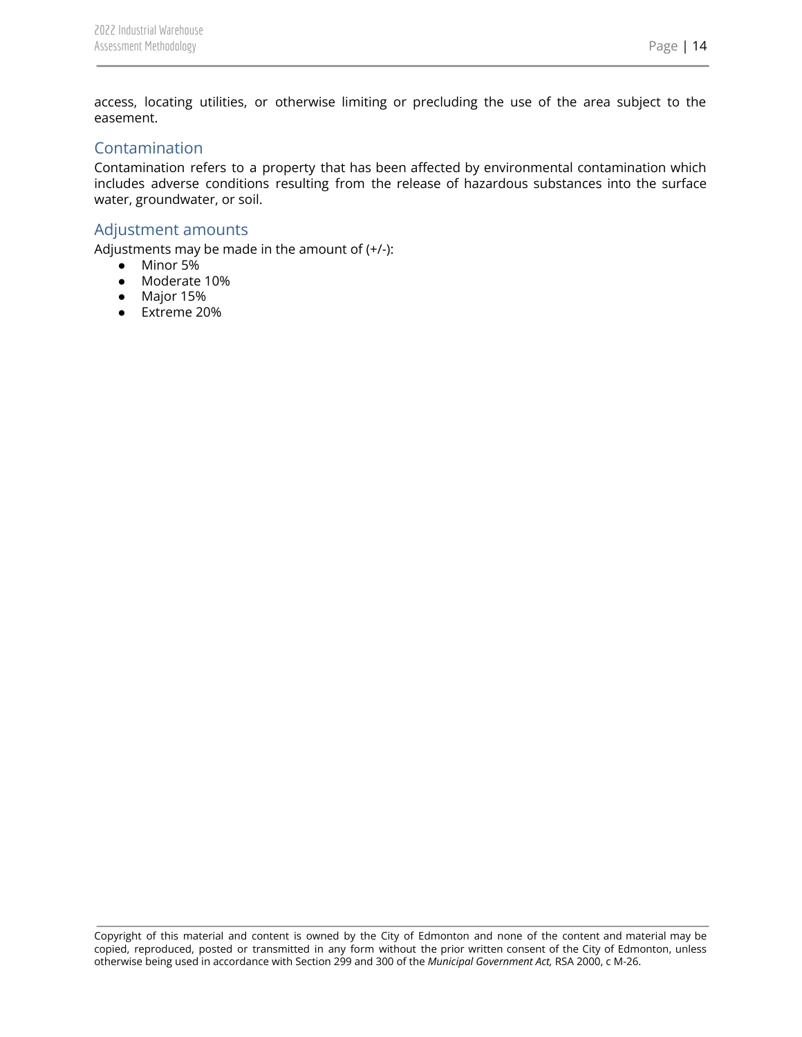access, locating utilities, or otherwise limiting or precluding the use of the area subject to the easement.

## Contamination

Contamination refers to a property that has been affected by environmental contamination which includes adverse conditions resulting from the release of hazardous substances into the surface water, groundwater, or soil.

## Adjustment amounts

Adjustments may be made in the amount of (+/-):

- Minor 5%
- Moderate 10%
- Major 15%
- Extreme 20%

Copyright of this material and content is owned by the City of Edmonton and none of the content and material may be copied, reproduced, posted or transmitted in any form without the prior written consent of the City of Edmonton, unless otherwise being used in accordance with Section 299 and 300 of the *Municipal Government Act,* RSA 2000, c M-26.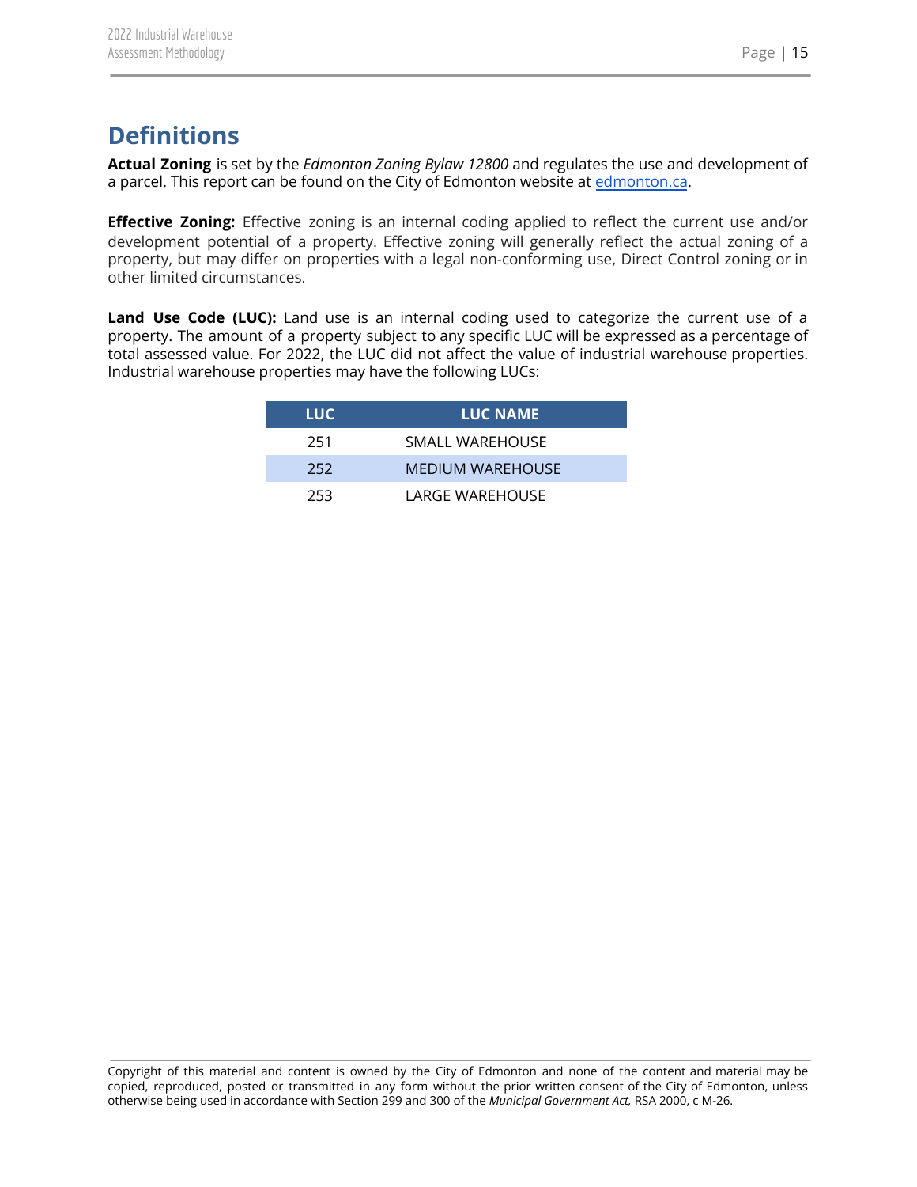# Definitions

**Actual Zoning** is set by the *Edmonton Zoning Bylaw 12800* and regulates the use and development of a parcel. This report can be found on the City of Edmonton website at edmonton.ca.

**Effective Zoning:** Effective zoning is an internal coding applied to reflect the current use and/or development potential of a property. Effective zoning will generally reflect the actual zoning of a property, but may differ on properties with a legal non-conforming use, Direct Control zoning or in other limited circumstances.

**Land Use Code (LUC):** Land use is an internal coding used to categorize the current use of a property. The amount of a property subject to any specific LUC will be expressed as a percentage of total assessed value. For 2022, the LUC did not affect the value of industrial warehouse properties. Industrial warehouse properties may have the following LUCs:

| LUC | LUC NAME |
|---|---|
| 251 | SMALL WAREHOUSE |
| 252 | MEDIUM WAREHOUSE |
| 253 | LARGE WAREHOUSE |

Copyright of this material and content is owned by the City of Edmonton and none of the content and material may be copied, reproduced, posted or transmitted in any form without the prior written consent of the City of Edmonton, unless otherwise being used in accordance with Section 299 and 300 of the *Municipal Government Act,* RSA 2000, c M-26.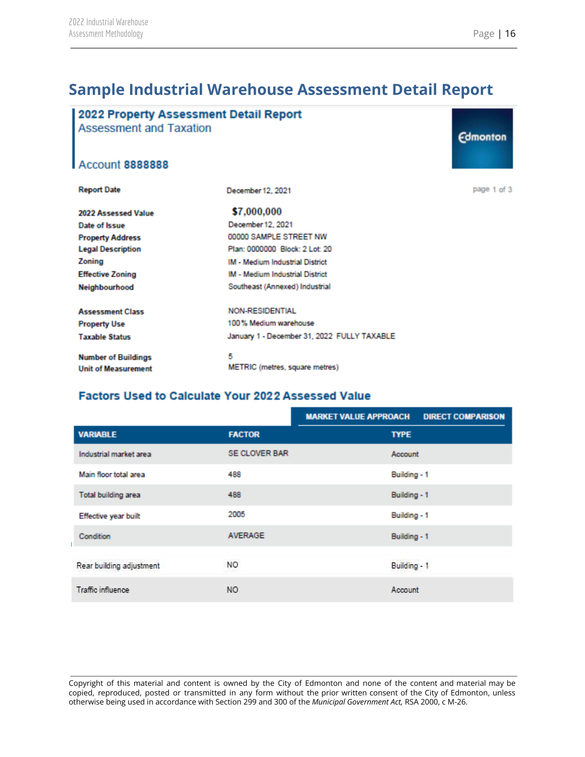# Sample Industrial Warehouse Assessment Detail Report

## 2022 Property Assessment Detail Report

Assessment and Taxation

Edmonton

### Account 8888888

| | |
|---|---|
| **Report Date** | December 12, 2021 |
| **2022 Assessed Value** | **$7,000,000** |
| **Date of Issue** | December 12, 2021 |
| **Property Address** | 00000 SAMPLE STREET NW |
| **Legal Description** | Plan: 0000000 Block: 2 Lot: 20 |
| **Zoning** | IM - Medium Industrial District |
| **Effective Zoning** | IM - Medium Industrial District |
| **Neighbourhood** | Southeast (Annexed) Industrial |
| **Assessment Class** | NON-RESIDENTIAL |
| **Property Use** | 100% Medium warehouse |
| **Taxable Status** | January 1 - December 31, 2022 FULLY TAXABLE |
| **Number of Buildings** | 5 |
| **Unit of Measurement** | METRIC (metres, square metres) |

### Factors Used to Calculate Your 2022 Assessed Value

| | | MARKET VALUE APPROACH: DIRECT COMPARISON |
|---|---|---|
| **VARIABLE** | **FACTOR** | **TYPE** |
| Industrial market area | SE CLOVER BAR | Account |
| Main floor total area | 488 | Building - 1 |
| Total building area | 488 | Building - 1 |
| Effective year built | 2005 | Building - 1 |
| Condition | AVERAGE | Building - 1 |
| Rear building adjustment | NO | Building - 1 |
| Traffic influence | NO | Account |

Copyright of this material and content is owned by the City of Edmonton and none of the content and material may be copied, reproduced, posted or transmitted in any form without the prior written consent of the City of Edmonton, unless otherwise being used in accordance with Section 299 and 300 of the *Municipal Government Act,* RSA 2000, c M-26.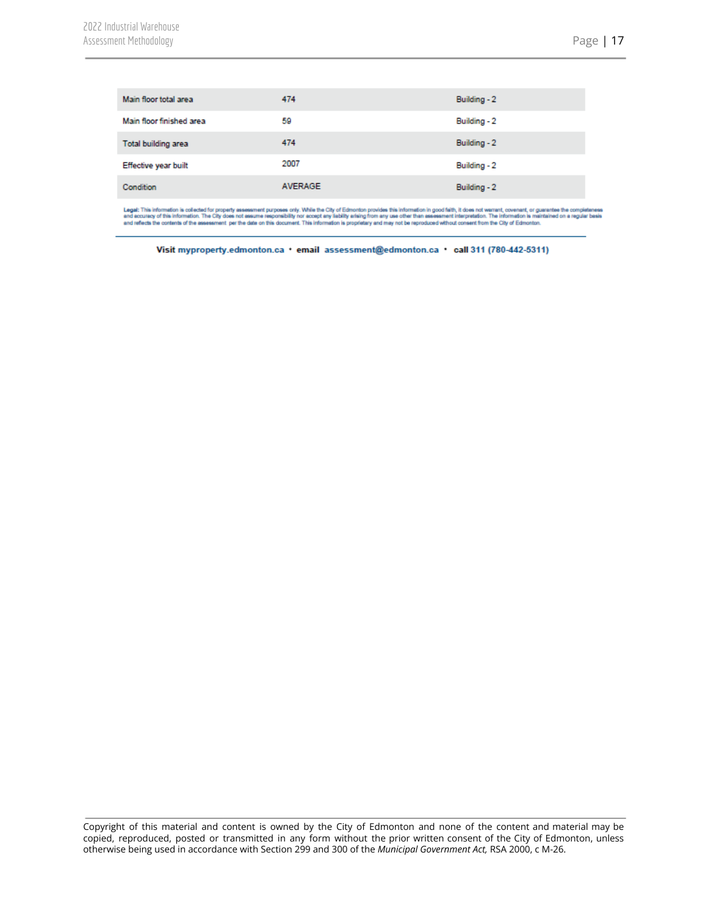| Main floor total area | 474 | Building - 2 |
|---|---|---|
| Main floor finished area | 59 | Building - 2 |
| Total building area | 474 | Building - 2 |
| Effective year built | 2007 | Building - 2 |
| Condition | AVERAGE | Building - 2 |

**Legal:** This information is collected for property assessment purposes only. While the City of Edmonton provides this information in good faith, it does not warrant, covenant, or guarantee the completeness and accuracy of this information. The City does not assume responsibility nor accept any liability arising from any use other than assessment interpretation. The information is maintained on a regular basis and reflects the contents of the assessment per the date on this document. This information is proprietary and may not be reproduced without consent from the City of Edmonton.

**Visit** myproperty.edmonton.ca • **email** assessment@edmonton.ca • **call** 311 (780-442-5311)

Copyright of this material and content is owned by the City of Edmonton and none of the content and material may be copied, reproduced, posted or transmitted in any form without the prior written consent of the City of Edmonton, unless otherwise being used in accordance with Section 299 and 300 of the *Municipal Government Act,* RSA 2000, c M-26.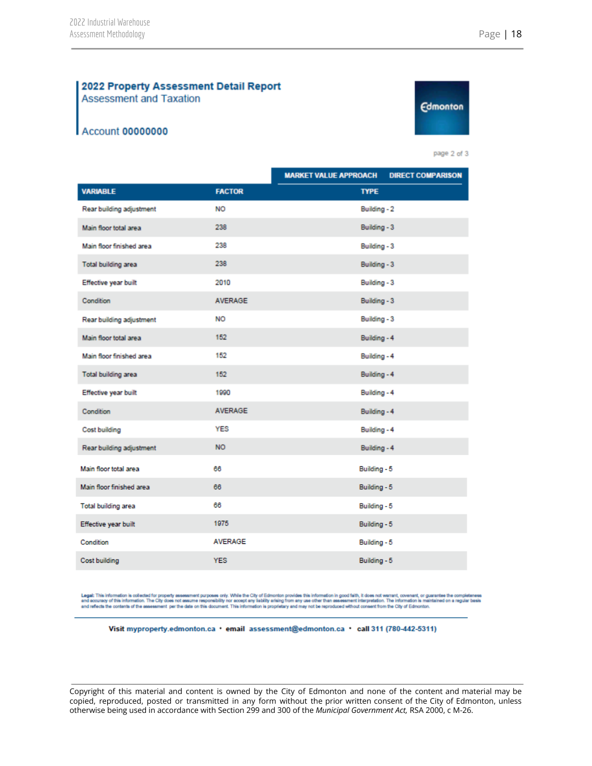## 2022 Property Assessment Detail Report
Assessment and Taxation

Account **00000000**

Edmonton

page 2 of 3

| | | MARKET VALUE APPROACH | DIRECT COMPARISON |
|---|---|---|---|
| **VARIABLE** | **FACTOR** | **TYPE** | |
| Rear building adjustment | NO | Building - 2 | |
| Main floor total area | 238 | Building - 3 | |
| Main floor finished area | 238 | Building - 3 | |
| Total building area | 238 | Building - 3 | |
| Effective year built | 2010 | Building - 3 | |
| Condition | AVERAGE | Building - 3 | |
| Rear building adjustment | NO | Building - 3 | |
| Main floor total area | 152 | Building - 4 | |
| Main floor finished area | 152 | Building - 4 | |
| Total building area | 152 | Building - 4 | |
| Effective year built | 1990 | Building - 4 | |
| Condition | AVERAGE | Building - 4 | |
| Cost building | YES | Building - 4 | |
| Rear building adjustment | NO | Building - 4 | |
| Main floor total area | 66 | Building - 5 | |
| Main floor finished area | 66 | Building - 5 | |
| Total building area | 66 | Building - 5 | |
| Effective year built | 1975 | Building - 5 | |
| Condition | AVERAGE | Building - 5 | |
| Cost building | YES | Building - 5 | |

**Legal:** This information is collected for property assessment purposes only. While the City of Edmonton provides this information in good faith, it does not warrant, covenant, or guarantee the completeness and accuracy of this information. The City does not assume responsibility nor accept any liability arising from any use other than assessment interpretation. The information is maintained on a regular basis and reflects the contents of the assessment per the date on this document. This information is proprietary and may not be reproduced without consent from the City of Edmonton.

**Visit** myproperty.edmonton.ca • **email** assessment@edmonton.ca • **call 311** (780-442-5311)

Copyright of this material and content is owned by the City of Edmonton and none of the content and material may be copied, reproduced, posted or transmitted in any form without the prior written consent of the City of Edmonton, unless otherwise being used in accordance with Section 299 and 300 of the *Municipal Government Act,* RSA 2000, c M-26.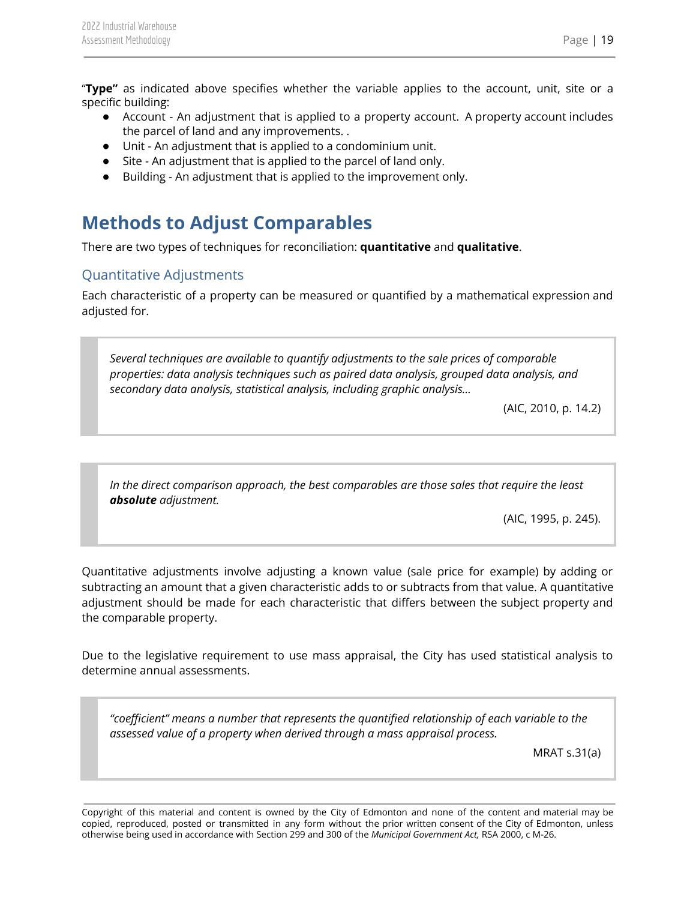"**Type"** as indicated above specifies whether the variable applies to the account, unit, site or a specific building:

- Account - An adjustment that is applied to a property account. A property account includes the parcel of land and any improvements. .
- Unit - An adjustment that is applied to a condominium unit.
- Site - An adjustment that is applied to the parcel of land only.
- Building - An adjustment that is applied to the improvement only.

## Methods to Adjust Comparables

There are two types of techniques for reconciliation: **quantitative** and **qualitative**.

### Quantitative Adjustments

Each characteristic of a property can be measured or quantified by a mathematical expression and adjusted for.

> *Several techniques are available to quantify adjustments to the sale prices of comparable properties: data analysis techniques such as paired data analysis, grouped data analysis, and secondary data analysis, statistical analysis, including graphic analysis...*
>
> (AIC, 2010, p. 14.2)

> *In the direct comparison approach, the best comparables are those sales that require the least* ***absolute*** *adjustment.*
>
> (AIC, 1995, p. 245).

Quantitative adjustments involve adjusting a known value (sale price for example) by adding or subtracting an amount that a given characteristic adds to or subtracts from that value. A quantitative adjustment should be made for each characteristic that differs between the subject property and the comparable property.

Due to the legislative requirement to use mass appraisal, the City has used statistical analysis to determine annual assessments.

> *"coefficient" means a number that represents the quantified relationship of each variable to the assessed value of a property when derived through a mass appraisal process.*
>
> MRAT s.31(a)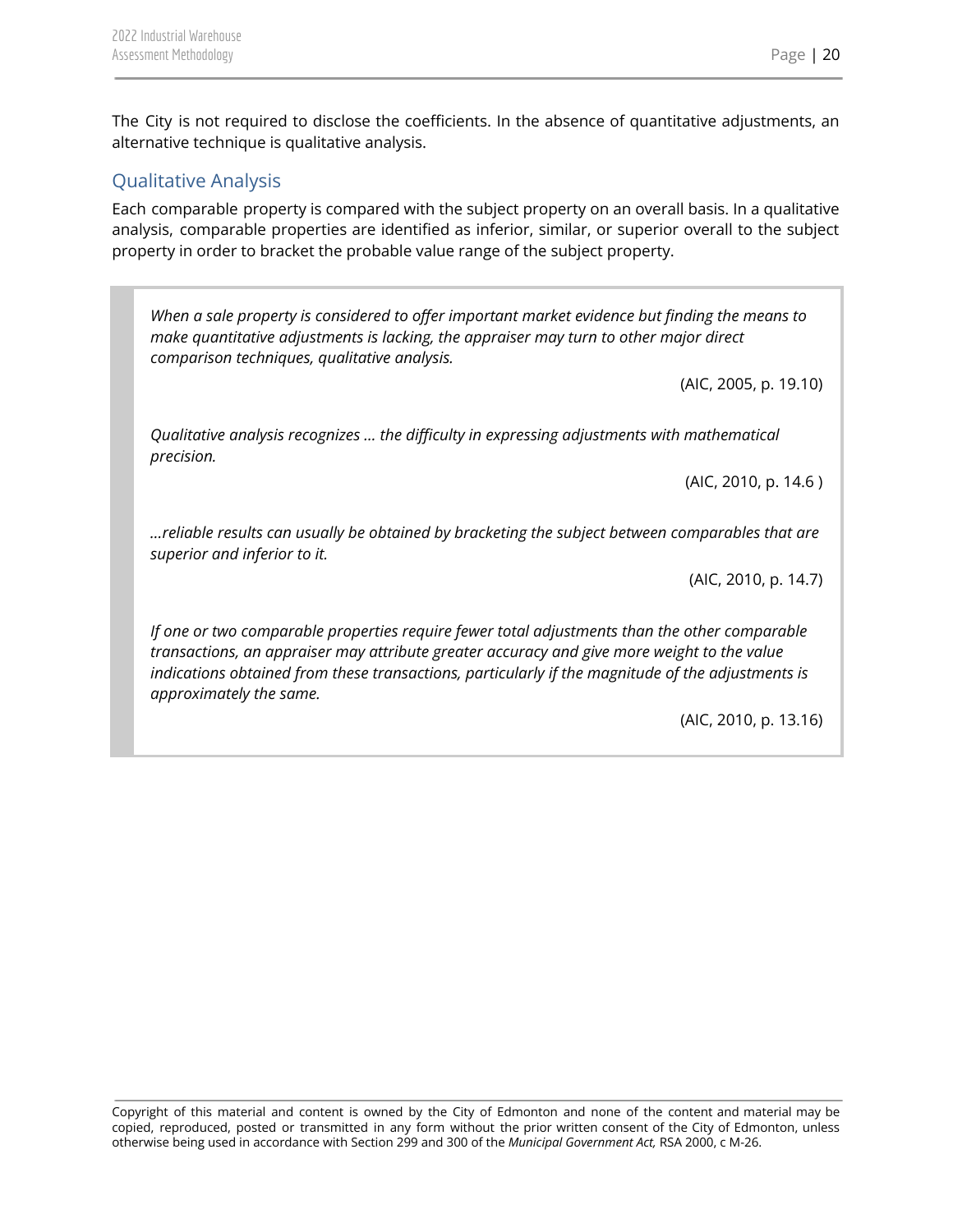The City is not required to disclose the coefficients. In the absence of quantitative adjustments, an alternative technique is qualitative analysis.

## Qualitative Analysis

Each comparable property is compared with the subject property on an overall basis. In a qualitative analysis, comparable properties are identified as inferior, similar, or superior overall to the subject property in order to bracket the probable value range of the subject property.

> *When a sale property is considered to offer important market evidence but finding the means to make quantitative adjustments is lacking, the appraiser may turn to other major direct comparison techniques, qualitative analysis.*
>
> (AIC, 2005, p. 19.10)
>
> *Qualitative analysis recognizes … the difficulty in expressing adjustments with mathematical precision.*
>
> (AIC, 2010, p. 14.6 )
>
> *…reliable results can usually be obtained by bracketing the subject between comparables that are superior and inferior to it.*
>
> (AIC, 2010, p. 14.7)
>
> *If one or two comparable properties require fewer total adjustments than the other comparable transactions, an appraiser may attribute greater accuracy and give more weight to the value indications obtained from these transactions, particularly if the magnitude of the adjustments is approximately the same.*
>
> (AIC, 2010, p. 13.16)

Copyright of this material and content is owned by the City of Edmonton and none of the content and material may be copied, reproduced, posted or transmitted in any form without the prior written consent of the City of Edmonton, unless otherwise being used in accordance with Section 299 and 300 of the *Municipal Government Act,* RSA 2000, c M-26.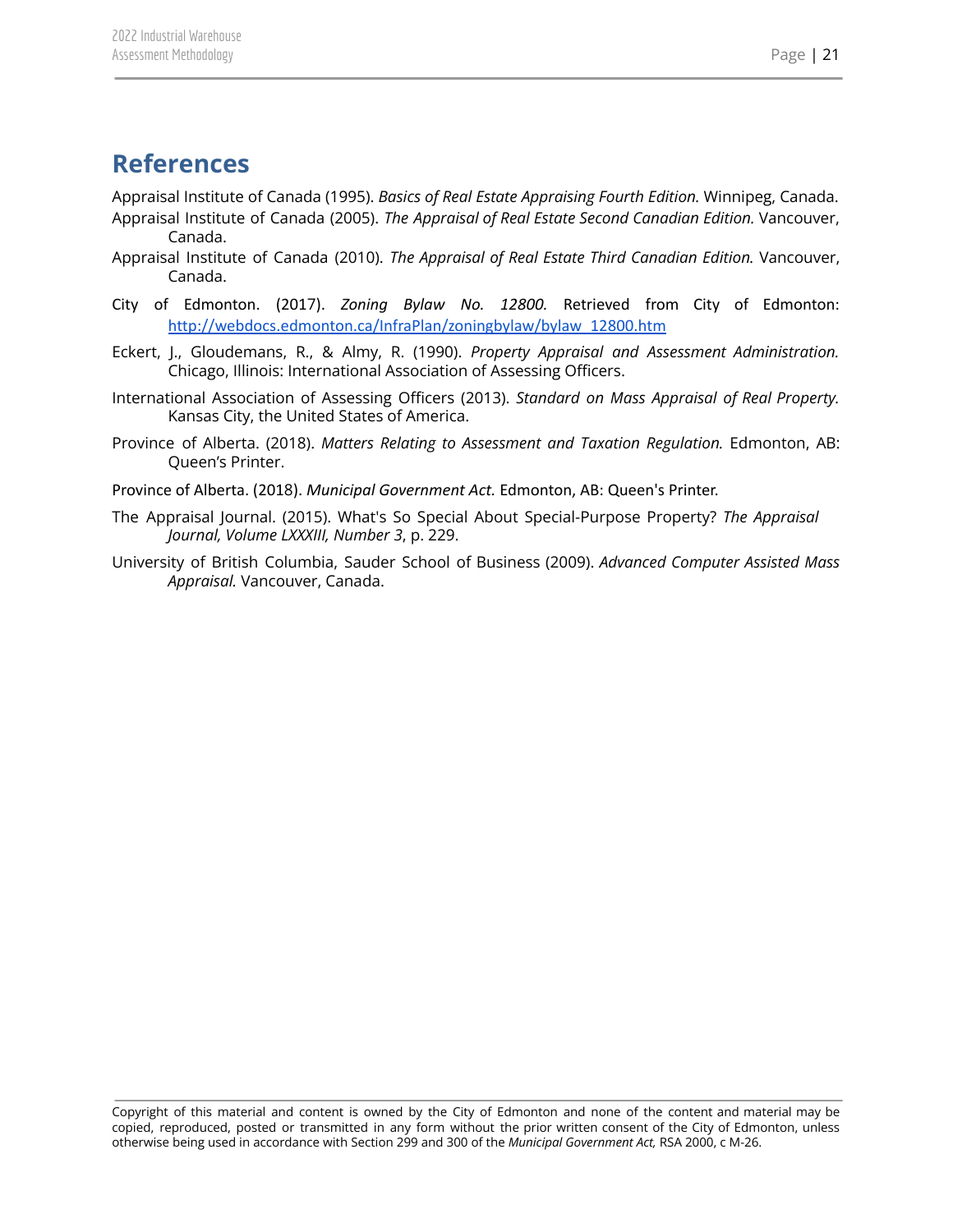# References

Appraisal Institute of Canada (1995). *Basics of Real Estate Appraising Fourth Edition.* Winnipeg, Canada.

Appraisal Institute of Canada (2005). *The Appraisal of Real Estate Second Canadian Edition.* Vancouver, Canada.

Appraisal Institute of Canada (2010). *The Appraisal of Real Estate Third Canadian Edition.* Vancouver, Canada.

City of Edmonton. (2017). *Zoning Bylaw No. 12800.* Retrieved from City of Edmonton: http://webdocs.edmonton.ca/InfraPlan/zoningbylaw/bylaw_12800.htm

Eckert, J., Gloudemans, R., & Almy, R. (1990). *Property Appraisal and Assessment Administration.* Chicago, Illinois: International Association of Assessing Officers.

International Association of Assessing Officers (2013). *Standard on Mass Appraisal of Real Property.* Kansas City, the United States of America.

Province of Alberta. (2018). *Matters Relating to Assessment and Taxation Regulation.* Edmonton, AB: Queen's Printer.

Province of Alberta. (2018). *Municipal Government Act.* Edmonton, AB: Queen's Printer.

The Appraisal Journal. (2015). What's So Special About Special-Purpose Property? *The Appraisal Journal, Volume LXXXIII, Number 3*, p. 229.

University of British Columbia, Sauder School of Business (2009). *Advanced Computer Assisted Mass Appraisal.* Vancouver, Canada.

Copyright of this material and content is owned by the City of Edmonton and none of the content and material may be copied, reproduced, posted or transmitted in any form without the prior written consent of the City of Edmonton, unless otherwise being used in accordance with Section 299 and 300 of the *Municipal Government Act,* RSA 2000, c M-26.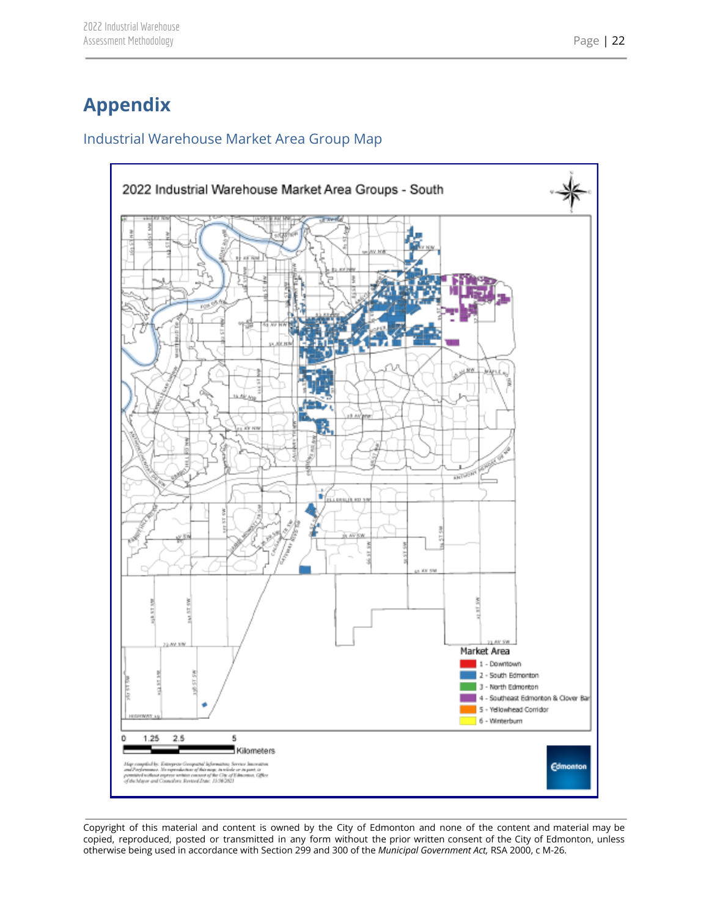# Appendix

## Industrial Warehouse Market Area Group Map

2022 Industrial Warehouse Market Area Groups - South

Market Area

- 1 - Downtown
- 2 - South Edmonton
- 3 - North Edmonton
- 4 - Southeast Edmonton & Clover Bar
- 5 - Yellowhead Corridor
- 6 - Winterburn

0 1.25 2.5 5 Kilometers

Copyright of this material and content is owned by the City of Edmonton and none of the content and material may be copied, reproduced, posted or transmitted in any form without the prior written consent of the City of Edmonton, unless otherwise being used in accordance with Section 299 and 300 of the *Municipal Government Act,* RSA 2000, c M-26.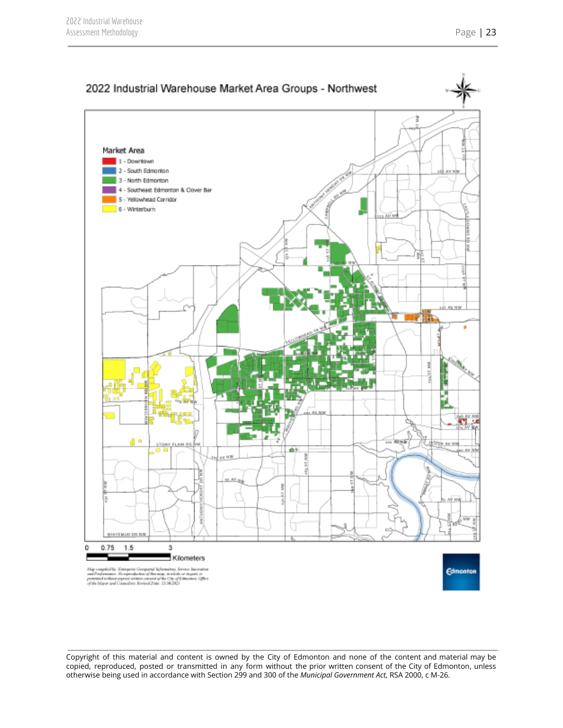## 2022 Industrial Warehouse Market Area Groups - Northwest

**Market Area**

- 1 - Downtown
- 2 - South Edmonton
- 3 - North Edmonton
- 4 - Southeast Edmonton & Clover Bar
- 5 - Yellowhead Corridor
- 6 - Winterburn

0 0.75 1.5 3 Kilometers

*Map compiled by: Enterprise Geospatial Information; Service Innovation and Performance. No reproduction of this map, in whole or in part, is permitted without express written consent of the City of Edmonton, Office of the Mayor and Councilors. Revised Date: 11/30/2021*

Copyright of this material and content is owned by the City of Edmonton and none of the content and material may be copied, reproduced, posted or transmitted in any form without the prior written consent of the City of Edmonton, unless otherwise being used in accordance with Section 299 and 300 of the *Municipal Government Act,* RSA 2000, c M-26.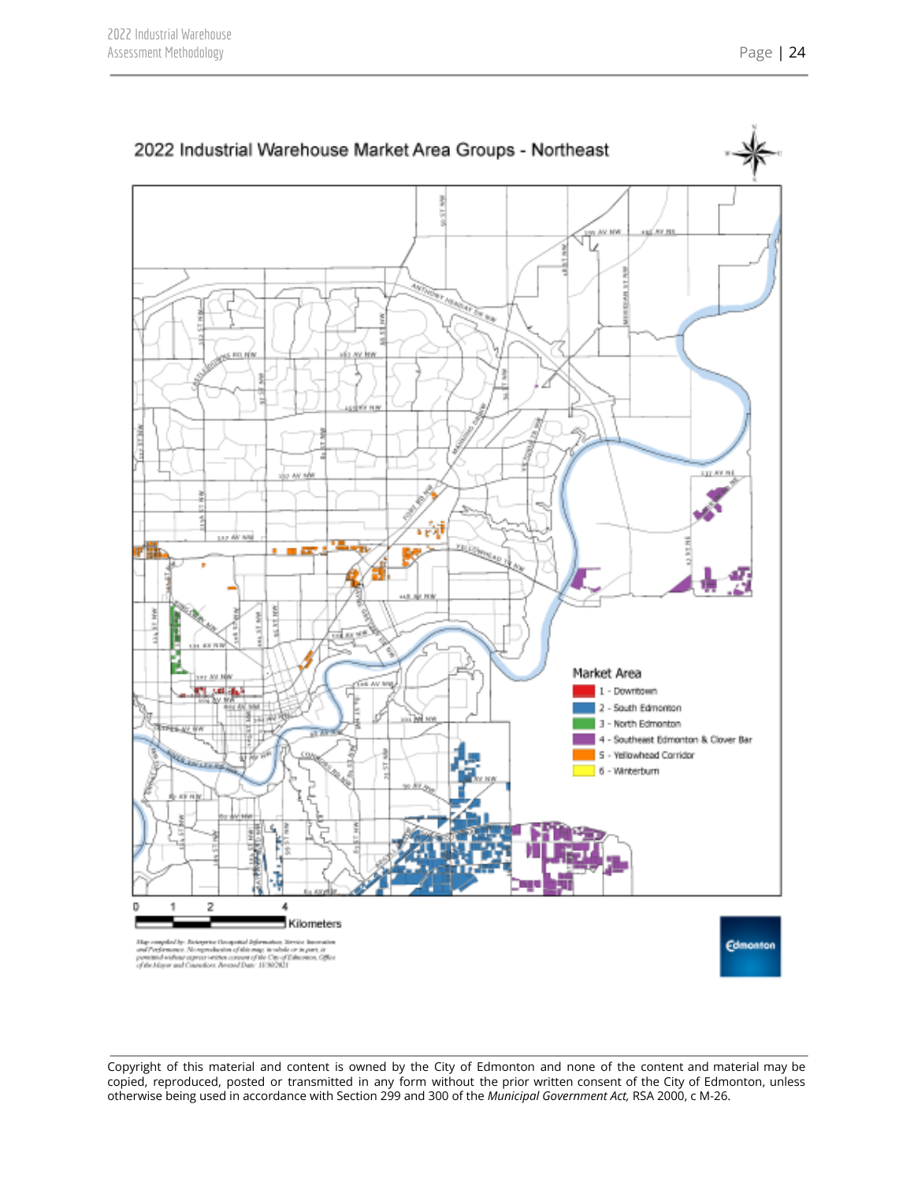## 2022 Industrial Warehouse Market Area Groups - Northeast

**Market Area**

- 1 - Downtown
- 2 - South Edmonton
- 3 - North Edmonton
- 4 - Southeast Edmonton & Clover Bar
- 5 - Yellowhead Corridor
- 6 - Winterburn

0 1 2 4 Kilometers

Copyright of this material and content is owned by the City of Edmonton and none of the content and material may be copied, reproduced, posted or transmitted in any form without the prior written consent of the City of Edmonton, unless otherwise being used in accordance with Section 299 and 300 of the *Municipal Government Act*, RSA 2000, c M-26.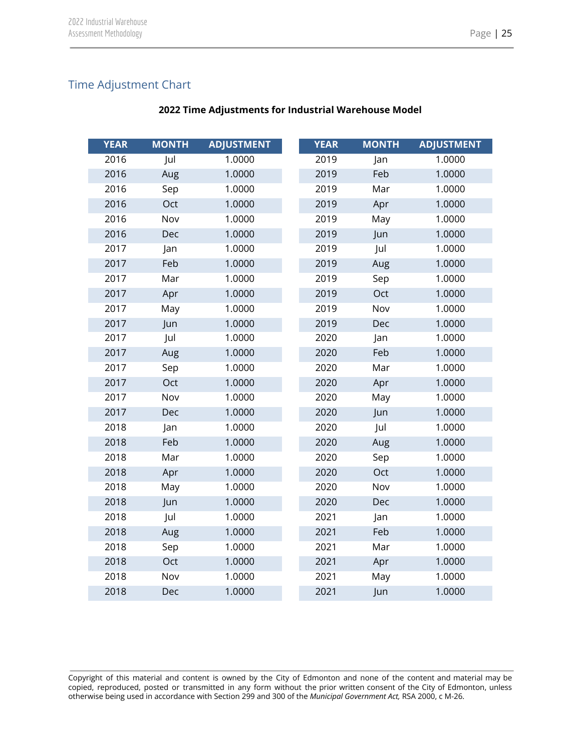## Time Adjustment Chart

**2022 Time Adjustments for Industrial Warehouse Model**

| YEAR | MONTH | ADJUSTMENT |
|---|---|---|
| 2016 | Jul | 1.0000 |
| 2016 | Aug | 1.0000 |
| 2016 | Sep | 1.0000 |
| 2016 | Oct | 1.0000 |
| 2016 | Nov | 1.0000 |
| 2016 | Dec | 1.0000 |
| 2017 | Jan | 1.0000 |
| 2017 | Feb | 1.0000 |
| 2017 | Mar | 1.0000 |
| 2017 | Apr | 1.0000 |
| 2017 | May | 1.0000 |
| 2017 | Jun | 1.0000 |
| 2017 | Jul | 1.0000 |
| 2017 | Aug | 1.0000 |
| 2017 | Sep | 1.0000 |
| 2017 | Oct | 1.0000 |
| 2017 | Nov | 1.0000 |
| 2017 | Dec | 1.0000 |
| 2018 | Jan | 1.0000 |
| 2018 | Feb | 1.0000 |
| 2018 | Mar | 1.0000 |
| 2018 | Apr | 1.0000 |
| 2018 | May | 1.0000 |
| 2018 | Jun | 1.0000 |
| 2018 | Jul | 1.0000 |
| 2018 | Aug | 1.0000 |
| 2018 | Sep | 1.0000 |
| 2018 | Oct | 1.0000 |
| 2018 | Nov | 1.0000 |
| 2018 | Dec | 1.0000 |
| 2019 | Jan | 1.0000 |
| 2019 | Feb | 1.0000 |
| 2019 | Mar | 1.0000 |
| 2019 | Apr | 1.0000 |
| 2019 | May | 1.0000 |
| 2019 | Jun | 1.0000 |
| 2019 | Jul | 1.0000 |
| 2019 | Aug | 1.0000 |
| 2019 | Sep | 1.0000 |
| 2019 | Oct | 1.0000 |
| 2019 | Nov | 1.0000 |
| 2019 | Dec | 1.0000 |
| 2020 | Jan | 1.0000 |
| 2020 | Feb | 1.0000 |
| 2020 | Mar | 1.0000 |
| 2020 | Apr | 1.0000 |
| 2020 | May | 1.0000 |
| 2020 | Jun | 1.0000 |
| 2020 | Jul | 1.0000 |
| 2020 | Aug | 1.0000 |
| 2020 | Sep | 1.0000 |
| 2020 | Oct | 1.0000 |
| 2020 | Nov | 1.0000 |
| 2020 | Dec | 1.0000 |
| 2021 | Jan | 1.0000 |
| 2021 | Feb | 1.0000 |
| 2021 | Mar | 1.0000 |
| 2021 | Apr | 1.0000 |
| 2021 | May | 1.0000 |
| 2021 | Jun | 1.0000 |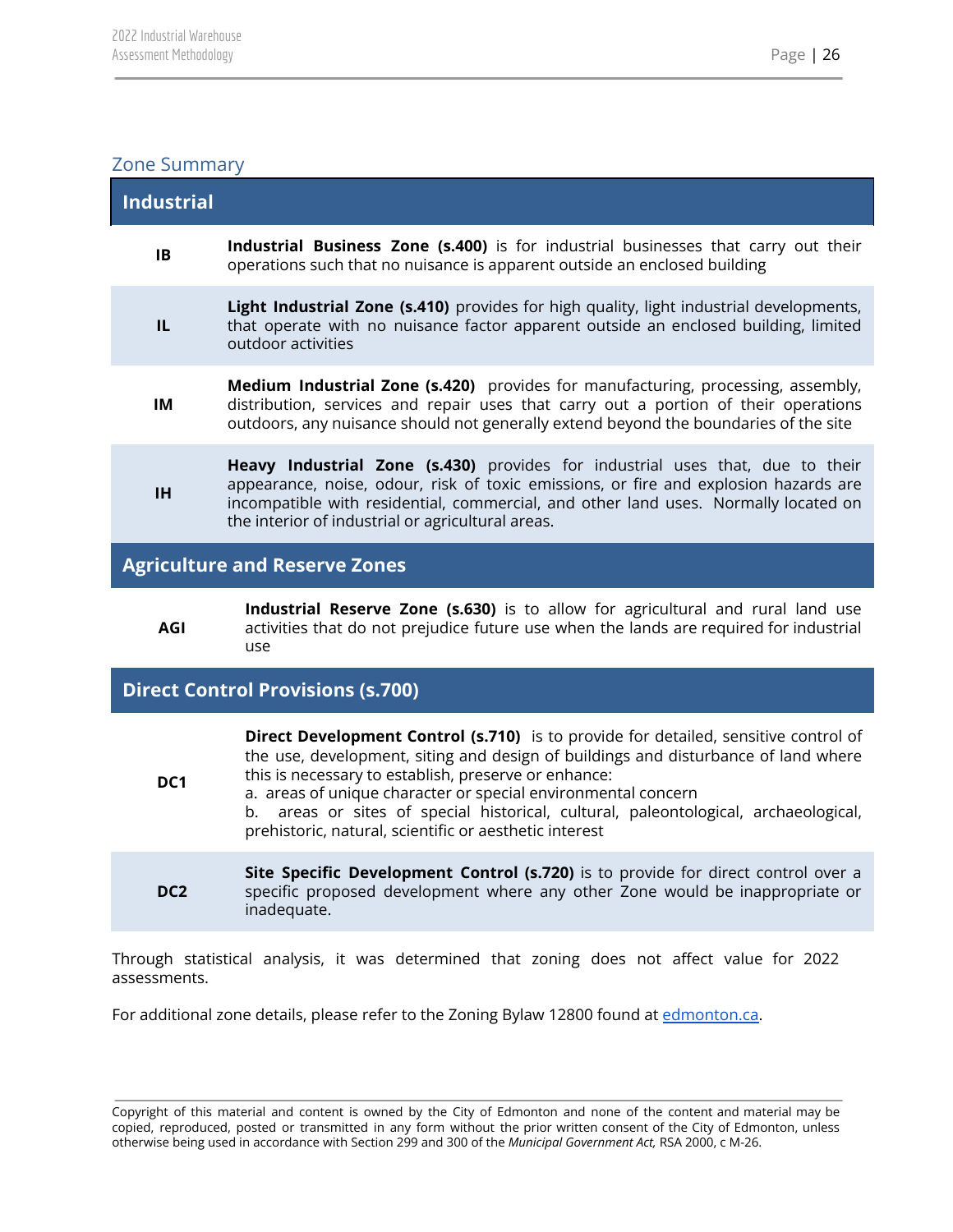## Zone Summary

| | |
|---|---|
| **Industrial** | |
| **IB** | **Industrial Business Zone (s.400)** is for industrial businesses that carry out their operations such that no nuisance is apparent outside an enclosed building |
| **IL** | **Light Industrial Zone (s.410)** provides for high quality, light industrial developments, that operate with no nuisance factor apparent outside an enclosed building, limited outdoor activities |
| **IM** | **Medium Industrial Zone (s.420)** provides for manufacturing, processing, assembly, distribution, services and repair uses that carry out a portion of their operations outdoors, any nuisance should not generally extend beyond the boundaries of the site |
| **IH** | **Heavy Industrial Zone (s.430)** provides for industrial uses that, due to their appearance, noise, odour, risk of toxic emissions, or fire and explosion hazards are incompatible with residential, commercial, and other land uses. Normally located on the interior of industrial or agricultural areas. |
| **Agriculture and Reserve Zones** | |
| **AGI** | **Industrial Reserve Zone (s.630)** is to allow for agricultural and rural land use activities that do not prejudice future use when the lands are required for industrial use |
| **Direct Control Provisions (s.700)** | |
| **DC1** | **Direct Development Control (s.710)** is to provide for detailed, sensitive control of the use, development, siting and design of buildings and disturbance of land where this is necessary to establish, preserve or enhance:<br>a. areas of unique character or special environmental concern<br>b. areas or sites of special historical, cultural, paleontological, archaeological, prehistoric, natural, scientific or aesthetic interest |
| **DC2** | **Site Specific Development Control (s.720)** is to provide for direct control over a specific proposed development where any other Zone would be inappropriate or inadequate. |

Through statistical analysis, it was determined that zoning does not affect value for 2022 assessments.

For additional zone details, please refer to the Zoning Bylaw 12800 found at [edmonton.ca](edmonton.ca).

Copyright of this material and content is owned by the City of Edmonton and none of the content and material may be copied, reproduced, posted or transmitted in any form without the prior written consent of the City of Edmonton, unless otherwise being used in accordance with Section 299 and 300 of the *Municipal Government Act,* RSA 2000, c M-26.